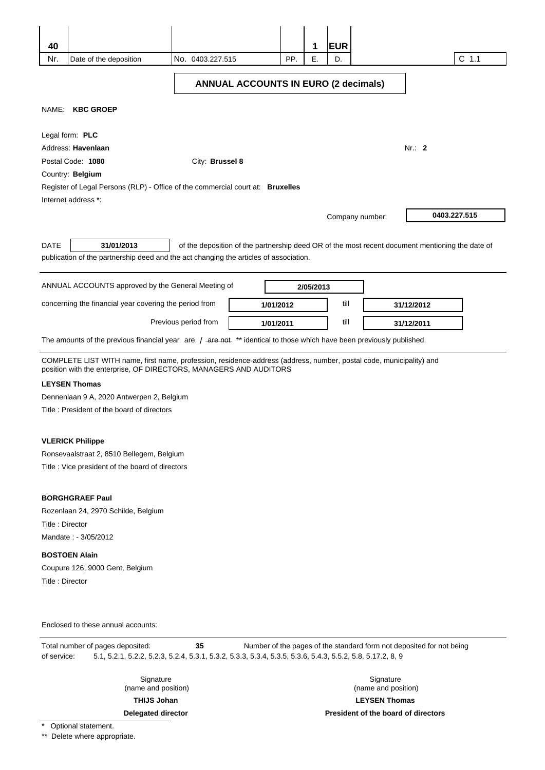| 40 | | | | 1 | EUR | | |
|---|---|---|---|---|---|---|---|
| Nr. | Date of the deposition | No. 0403.227.515 | PP. | E. | D. | | C 1.1 |

## ANNUAL ACCOUNTS IN EURO (2 decimals)

NAME: **KBC GROEP**

Legal form: **PLC**

Address: **Havenlaan** Nr.: **2**

Postal Code: **1080** City: **Brussel 8**

Country: **Belgium**

Register of Legal Persons (RLP) - Office of the commercial court at: **Bruxelles**

Internet address *:

Company number: **0403.227.515**

DATE **31/01/2013** of the deposition of the partnership deed OR of the most recent document mentioning the date of publication of the partnership deed and the act changing the articles of association.

ANNUAL ACCOUNTS approved by the General Meeting of **2/05/2013**

concerning the financial year covering the period from **1/01/2012** till **31/12/2012**

Previous period from **1/01/2011** till **31/12/2011**

The amounts of the previous financial year are / ~~are not~~ ** identical to those which have been previously published.

COMPLETE LIST WITH name, first name, profession, residence-address (address, number, postal code, municipality) and position with the enterprise, OF DIRECTORS, MANAGERS AND AUDITORS

**LEYSEN Thomas**

Dennenlaan 9 A, 2020 Antwerpen 2, Belgium

Title : President of the board of directors

**VLERICK Philippe**

Ronsevaalstraat 2, 8510 Bellegem, Belgium

Title : Vice president of the board of directors

**BORGHGRAEF Paul**

Rozenlaan 24, 2970 Schilde, Belgium

Title : Director

Mandate : - 3/05/2012

**BOSTOEN Alain**

Coupure 126, 9000 Gent, Belgium

Title : Director

Enclosed to these annual accounts:

Total number of pages deposited: **35** Number of the pages of the standard form not deposited for not being of service: 5.1, 5.2.1, 5.2.2, 5.2.3, 5.2.4, 5.3.1, 5.3.2, 5.3.3, 5.3.4, 5.3.5, 5.3.6, 5.4.3, 5.5.2, 5.8, 5.17.2, 8, 9

| Signature (name and position) | Signature (name and position) |
|---|---|
| **THIJS Johan** | **LEYSEN Thomas** |
| **Delegated director** | **President of the board of directors** |

\* Optional statement.

** Delete where appropriate.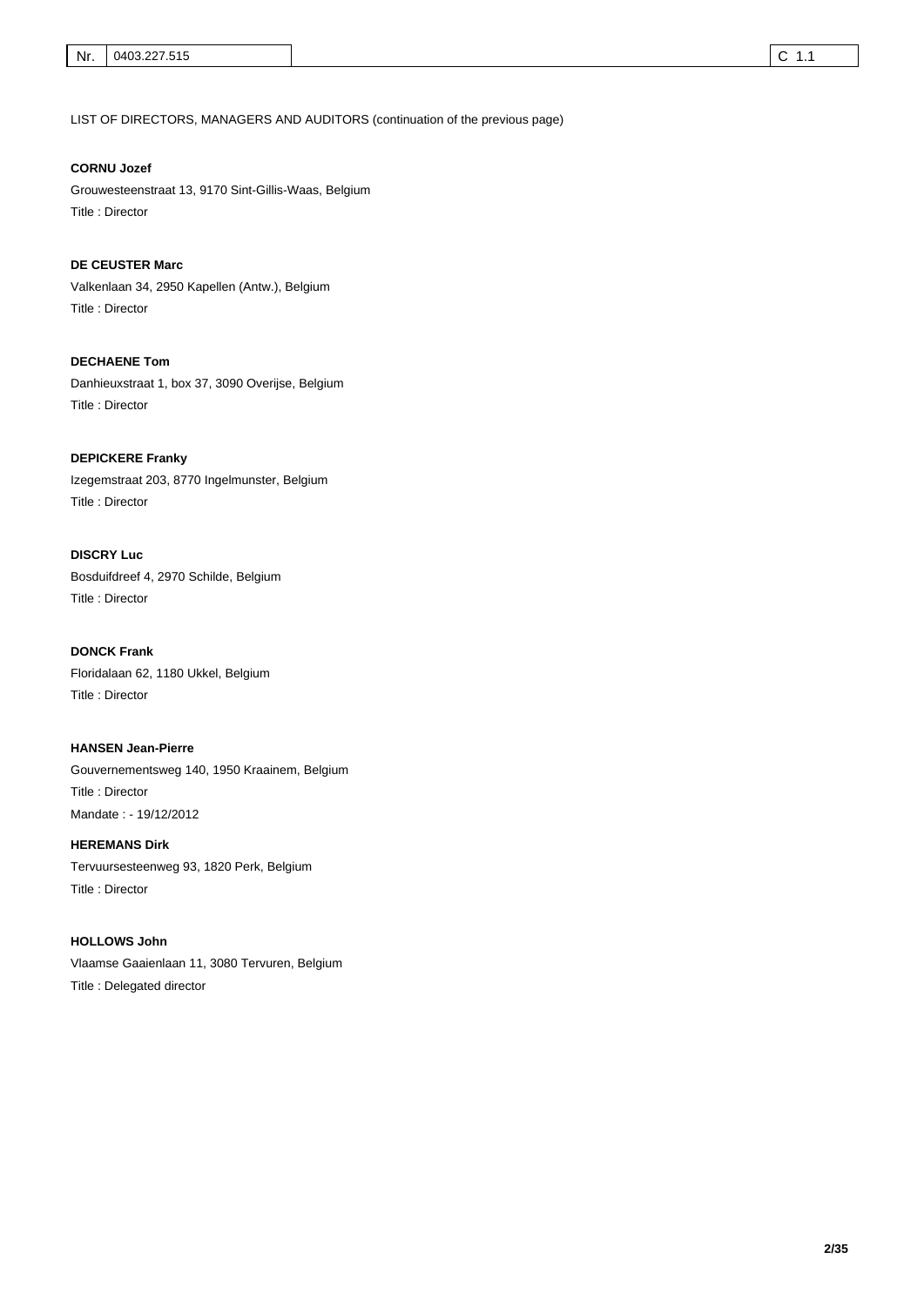| Nr. | 0403.227.515 | | C 1.1 |
|---|---|---|---|

LIST OF DIRECTORS, MANAGERS AND AUDITORS (continuation of the previous page)

**CORNU Jozef**

Grouwesteenstraat 13, 9170 Sint-Gillis-Waas, Belgium

Title : Director

**DE CEUSTER Marc**

Valkenlaan 34, 2950 Kapellen (Antw.), Belgium

Title : Director

**DECHAENE Tom**

Danhieuxstraat 1, box 37, 3090 Overijse, Belgium

Title : Director

**DEPICKERE Franky**

Izegemstraat 203, 8770 Ingelmunster, Belgium

Title : Director

**DISCRY Luc**

Bosduifdreef 4, 2970 Schilde, Belgium

Title : Director

**DONCK Frank**

Floridalaan 62, 1180 Ukkel, Belgium

Title : Director

**HANSEN Jean-Pierre**

Gouvernementsweg 140, 1950 Kraainem, Belgium

Title : Director

Mandate : - 19/12/2012

**HEREMANS Dirk**

Tervuursesteenweg 93, 1820 Perk, Belgium

Title : Director

**HOLLOWS John**

Vlaamse Gaaienlaan 11, 3080 Tervuren, Belgium

Title : Delegated director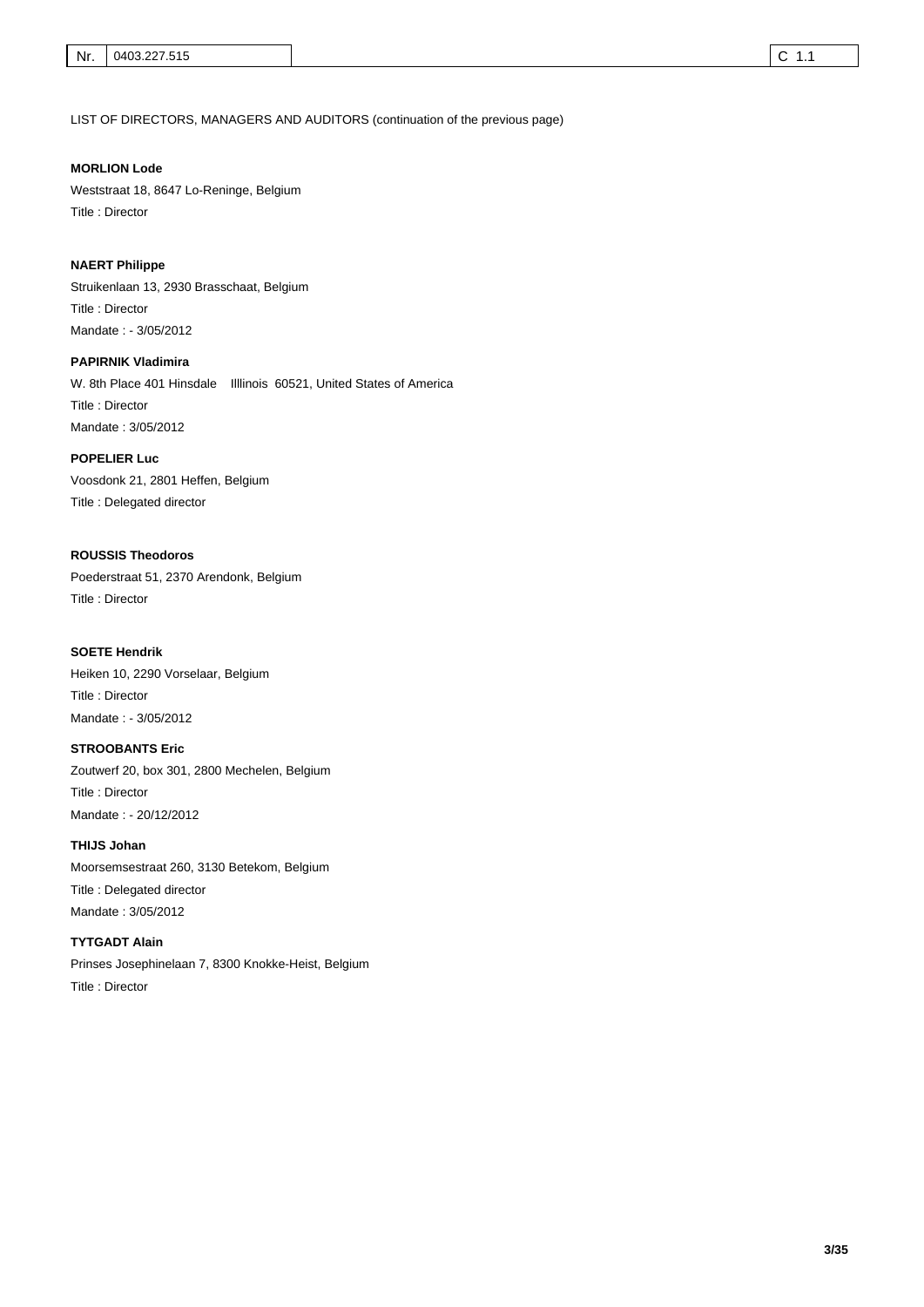| Nr. | 0403.227.515 | | C 1.1 |
|---|---|---|---|

LIST OF DIRECTORS, MANAGERS AND AUDITORS (continuation of the previous page)

**MORLION Lode**

Weststraat 18, 8647 Lo-Reninge, Belgium

Title : Director

**NAERT Philippe**

Struikenlaan 13, 2930 Brasschaat, Belgium

Title : Director

Mandate : - 3/05/2012

**PAPIRNIK Vladimira**

W. 8th Place 401 Hinsdale Illlinois 60521, United States of America

Title : Director

Mandate : 3/05/2012

**POPELIER Luc**

Voosdonk 21, 2801 Heffen, Belgium

Title : Delegated director

**ROUSSIS Theodoros**

Poederstraat 51, 2370 Arendonk, Belgium

Title : Director

**SOETE Hendrik**

Heiken 10, 2290 Vorselaar, Belgium

Title : Director

Mandate : - 3/05/2012

**STROOBANTS Eric**

Zoutwerf 20, box 301, 2800 Mechelen, Belgium

Title : Director

Mandate : - 20/12/2012

**THIJS Johan**

Moorsemsestraat 260, 3130 Betekom, Belgium

Title : Delegated director

Mandate : 3/05/2012

**TYTGADT Alain**

Prinses Josephinelaan 7, 8300 Knokke-Heist, Belgium

Title : Director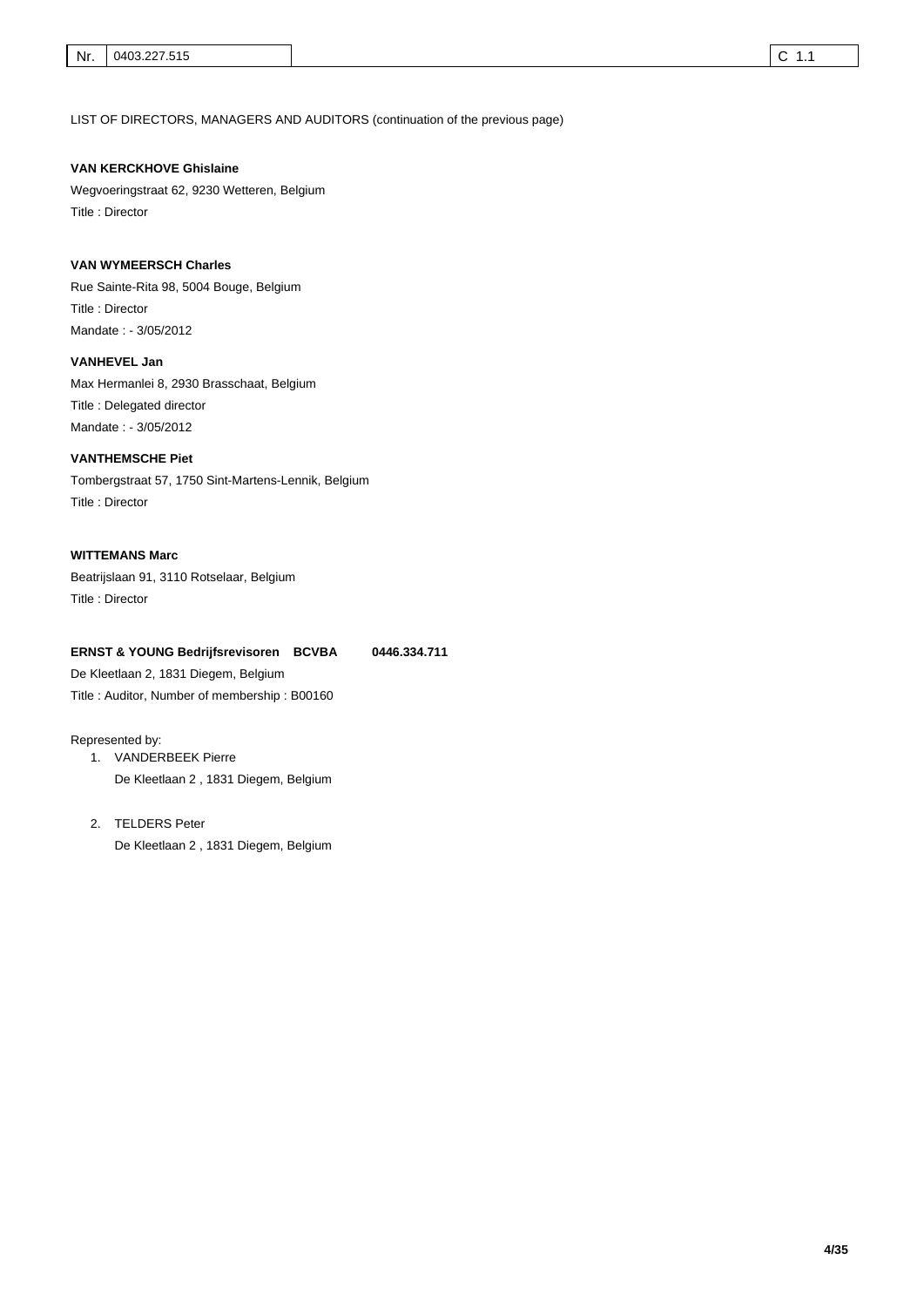LIST OF DIRECTORS, MANAGERS AND AUDITORS (continuation of the previous page)

**VAN KERCKHOVE Ghislaine**

Wegvoeringstraat 62, 9230 Wetteren, Belgium

Title : Director

**VAN WYMEERSCH Charles**

Rue Sainte-Rita 98, 5004 Bouge, Belgium

Title : Director

Mandate : - 3/05/2012

**VANHEVEL Jan**

Max Hermanlei 8, 2930 Brasschaat, Belgium

Title : Delegated director

Mandate : - 3/05/2012

**VANTHEMSCHE Piet**

Tombergstraat 57, 1750 Sint-Martens-Lennik, Belgium

Title : Director

**WITTEMANS Marc**

Beatrijslaan 91, 3110 Rotselaar, Belgium

Title : Director

**ERNST & YOUNG Bedrijfsrevisoren BCVBA 0446.334.711**

De Kleetlaan 2, 1831 Diegem, Belgium

Title : Auditor, Number of membership : B00160

Represented by:

1. VANDERBEEK Pierre
   De Kleetlaan 2 , 1831 Diegem, Belgium

2. TELDERS Peter
   De Kleetlaan 2 , 1831 Diegem, Belgium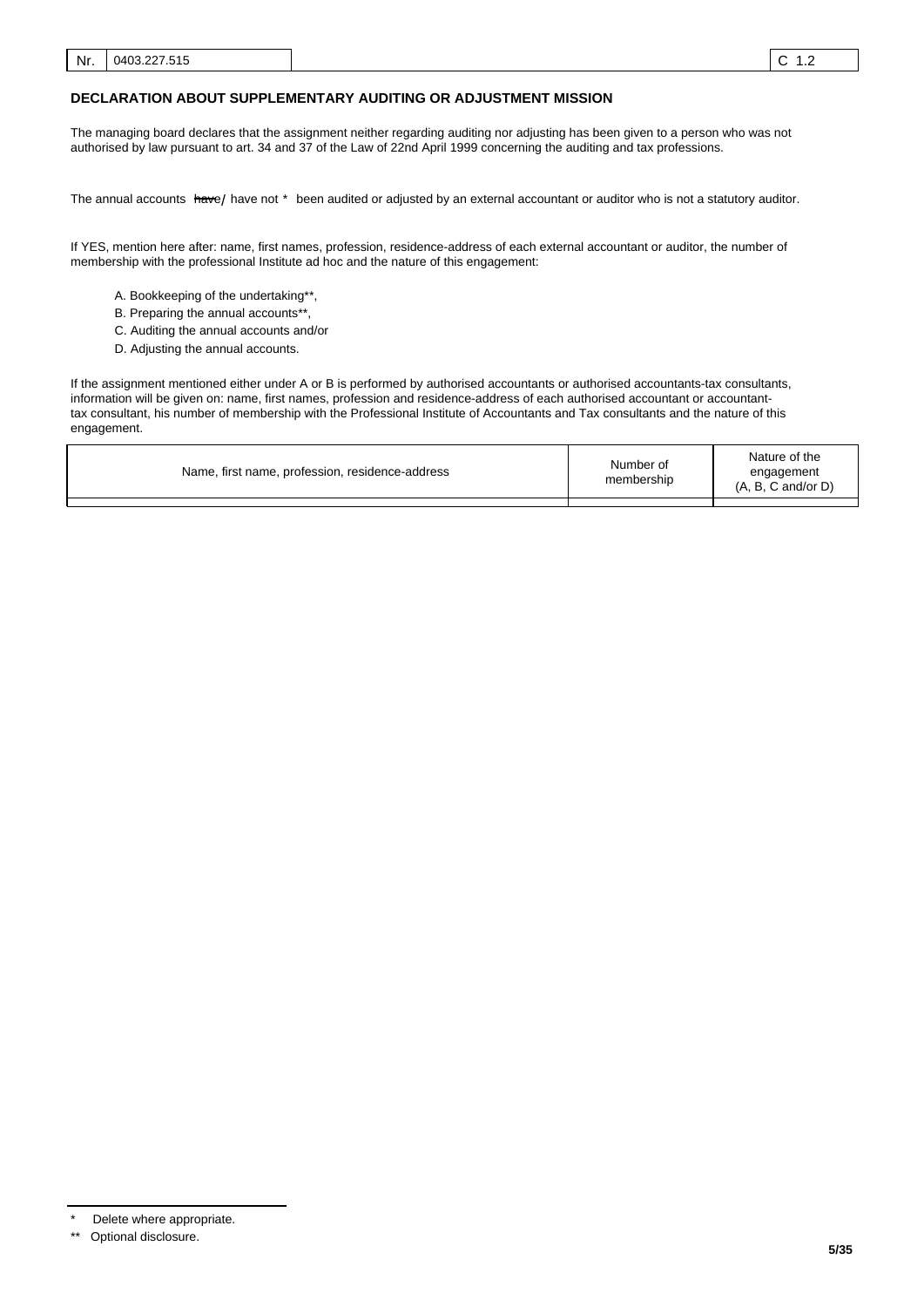| Nr. | 0403.227.515 | | C 1.2 |
|---|---|---|---|

## DECLARATION ABOUT SUPPLEMENTARY AUDITING OR ADJUSTMENT MISSION

The managing board declares that the assignment neither regarding auditing nor adjusting has been given to a person who was not authorised by law pursuant to art. 34 and 37 of the Law of 22nd April 1999 concerning the auditing and tax professions.

The annual accounts ~~have~~ / have not * been audited or adjusted by an external accountant or auditor who is not a statutory auditor.

If YES, mention here after: name, first names, profession, residence-address of each external accountant or auditor, the number of membership with the professional Institute ad hoc and the nature of this engagement:

A. Bookkeeping of the undertaking**,
B. Preparing the annual accounts**,
C. Auditing the annual accounts and/or
D. Adjusting the annual accounts.

If the assignment mentioned either under A or B is performed by authorised accountants or authorised accountants-tax consultants, information will be given on: name, first names, profession and residence-address of each authorised accountant or accountant-tax consultant, his number of membership with the Professional Institute of Accountants and Tax consultants and the nature of this engagement.

| Name, first name, profession, residence-address | Number of membership | Nature of the engagement (A, B, C and/or D) |
|---|---|---|
| | | |

\* Delete where appropriate.

\** Optional disclosure.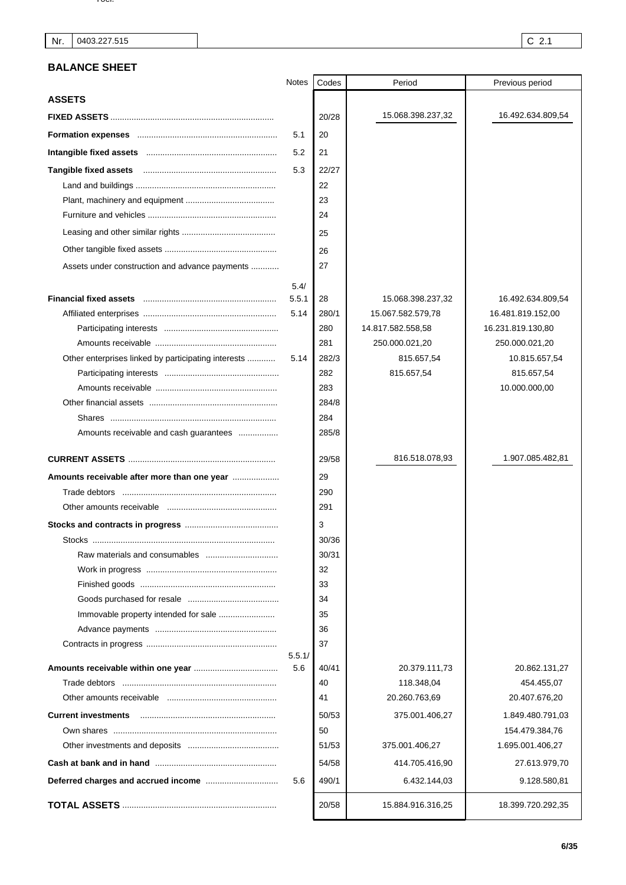| Nr. | 0403.227.515 | C 2.1 |
|---|---|---|

## BALANCE SHEET

| | Notes | Codes | Period | Previous period |
|---|---|---|---|---|
| **ASSETS** | | | | |
| **FIXED ASSETS** | | 20/28 | 15.068.398.237,32 | 16.492.634.809,54 |
| **Formation expenses** | 5.1 | 20 | | |
| **Intangible fixed assets** | 5.2 | 21 | | |
| **Tangible fixed assets** | 5.3 | 22/27 | | |
| Land and buildings | | 22 | | |
| Plant, machinery and equipment | | 23 | | |
| Furniture and vehicles | | 24 | | |
| Leasing and other similar rights | | 25 | | |
| Other tangible fixed assets | | 26 | | |
| Assets under construction and advance payments | | 27 | | |
| **Financial fixed assets** | 5.4/ 5.5.1 | 28 | 15.068.398.237,32 | 16.492.634.809,54 |
| Affiliated enterprises | 5.14 | 280/1 | 15.067.582.579,78 | 16.481.819.152,00 |
| Participating interests | | 280 | 14.817.582.558,58 | 16.231.819.130,80 |
| Amounts receivable | | 281 | 250.000.021,20 | 250.000.021,20 |
| Other enterprises linked by participating interests | 5.14 | 282/3 | 815.657,54 | 10.815.657,54 |
| Participating interests | | 282 | 815.657,54 | 815.657,54 |
| Amounts receivable | | 283 | | 10.000.000,00 |
| Other financial assets | | 284/8 | | |
| Shares | | 284 | | |
| Amounts receivable and cash guarantees | | 285/8 | | |
| **CURRENT ASSETS** | | 29/58 | 816.518.078,93 | 1.907.085.482,81 |
| **Amounts receivable after more than one year** | | 29 | | |
| Trade debtors | | 290 | | |
| Other amounts receivable | | 291 | | |
| **Stocks and contracts in progress** | | 3 | | |
| Stocks | | 30/36 | | |
| Raw materials and consumables | | 30/31 | | |
| Work in progress | | 32 | | |
| Finished goods | | 33 | | |
| Goods purchased for resale | | 34 | | |
| Immovable property intended for sale | | 35 | | |
| Advance payments | | 36 | | |
| Contracts in progress | | 37 | | |
| **Amounts receivable within one year** | 5.5.1/ 5.6 | 40/41 | 20.379.111,73 | 20.862.131,27 |
| Trade debtors | | 40 | 118.348,04 | 454.455,07 |
| Other amounts receivable | | 41 | 20.260.763,69 | 20.407.676,20 |
| **Current investments** | | 50/53 | 375.001.406,27 | 1.849.480.791,03 |
| Own shares | | 50 | | 154.479.384,76 |
| Other investments and deposits | | 51/53 | 375.001.406,27 | 1.695.001.406,27 |
| **Cash at bank and in hand** | | 54/58 | 414.705.416,90 | 27.613.979,70 |
| **Deferred charges and accrued income** | 5.6 | 490/1 | 6.432.144,03 | 9.128.580,81 |
| **TOTAL ASSETS** | | 20/58 | 15.884.916.316,25 | 18.399.720.292,35 |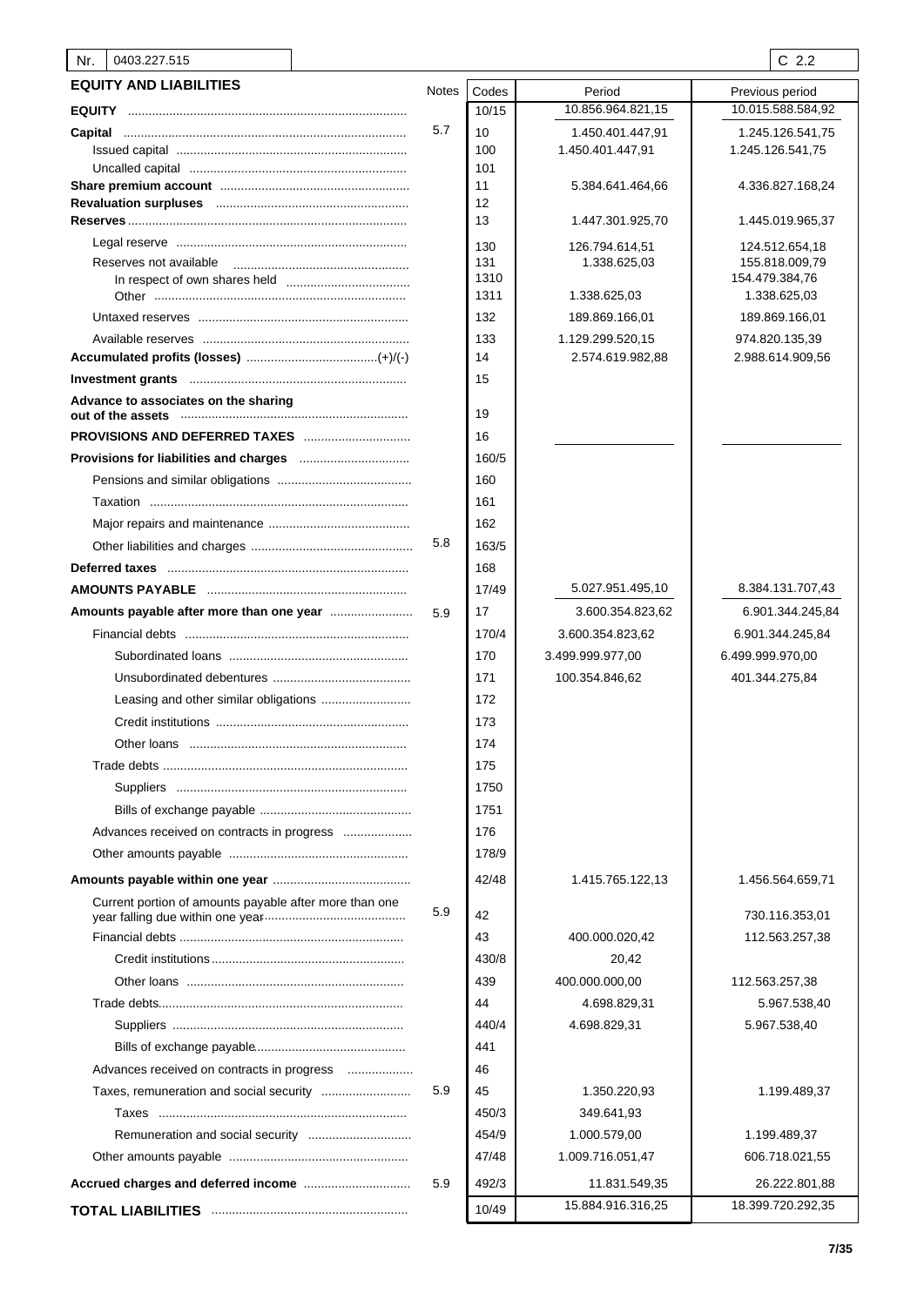| Nr. | 0403.227.515 | | | C 2.2 |
|---|---|---|---|---|

## EQUITY AND LIABILITIES

| | Notes | Codes | Period | Previous period |
|---|---|---|---|---|
| **EQUITY** | | 10/15 | 10.856.964.821,15 | 10.015.588.584,92 |
| **Capital** | 5.7 | 10 | 1.450.401.447,91 | 1.245.126.541,75 |
| Issued capital | | 100 | 1.450.401.447,91 | 1.245.126.541,75 |
| Uncalled capital | | 101 | | |
| **Share premium account** | | 11 | 5.384.641.464,66 | 4.336.827.168,24 |
| **Revaluation surpluses** | | 12 | | |
| **Reserves** | | 13 | 1.447.301.925,70 | 1.445.019.965,37 |
| Legal reserve | | 130 | 126.794.614,51 | 124.512.654,18 |
| Reserves not available | | 131 | 1.338.625,03 | 155.818.009,79 |
| In respect of own shares held | | 1310 | | 154.479.384,76 |
| Other | | 1311 | 1.338.625,03 | 1.338.625,03 |
| Untaxed reserves | | 132 | 189.869.166,01 | 189.869.166,01 |
| Available reserves | | 133 | 1.129.299.520,15 | 974.820.135,39 |
| **Accumulated profits (losses)** (+)/(-) | | 14 | 2.574.619.982,88 | 2.988.614.909,56 |
| **Investment grants** | | 15 | | |
| **Advance to associates on the sharing out of the assets** | | 19 | | |
| **PROVISIONS AND DEFERRED TAXES** | | 16 | | |
| **Provisions for liabilities and charges** | | 160/5 | | |
| Pensions and similar obligations | | 160 | | |
| Taxation | | 161 | | |
| Major repairs and maintenance | | 162 | | |
| Other liabilities and charges | 5.8 | 163/5 | | |
| **Deferred taxes** | | 168 | | |
| **AMOUNTS PAYABLE** | | 17/49 | 5.027.951.495,10 | 8.384.131.707,43 |
| **Amounts payable after more than one year** | 5.9 | 17 | 3.600.354.823,62 | 6.901.344.245,84 |
| Financial debts | | 170/4 | 3.600.354.823,62 | 6.901.344.245,84 |
| Subordinated loans | | 170 | 3.499.999.977,00 | 6.499.999.970,00 |
| Unsubordinated debentures | | 171 | 100.354.846,62 | 401.344.275,84 |
| Leasing and other similar obligations | | 172 | | |
| Credit institutions | | 173 | | |
| Other loans | | 174 | | |
| Trade debts | | 175 | | |
| Suppliers | | 1750 | | |
| Bills of exchange payable | | 1751 | | |
| Advances received on contracts in progress | | 176 | | |
| Other amounts payable | | 178/9 | | |
| **Amounts payable within one year** | | 42/48 | 1.415.765.122,13 | 1.456.564.659,71 |
| Current portion of amounts payable after more than one year falling due within one year | 5.9 | 42 | | 730.116.353,01 |
| Financial debts | | 43 | 400.000.020,42 | 112.563.257,38 |
| Credit institutions | | 430/8 | 20,42 | |
| Other loans | | 439 | 400.000.000,00 | 112.563.257,38 |
| Trade debts | | 44 | 4.698.829,31 | 5.967.538,40 |
| Suppliers | | 440/4 | 4.698.829,31 | 5.967.538,40 |
| Bills of exchange payable | | 441 | | |
| Advances received on contracts in progress | | 46 | | |
| Taxes, remuneration and social security | 5.9 | 45 | 1.350.220,93 | 1.199.489,37 |
| Taxes | | 450/3 | 349.641,93 | |
| Remuneration and social security | | 454/9 | 1.000.579,00 | 1.199.489,37 |
| Other amounts payable | | 47/48 | 1.009.716.051,47 | 606.718.021,55 |
| **Accrued charges and deferred income** | 5.9 | 492/3 | 11.831.549,35 | 26.222.801,88 |
| **TOTAL LIABILITIES** | | 10/49 | 15.884.916.316,25 | 18.399.720.292,35 |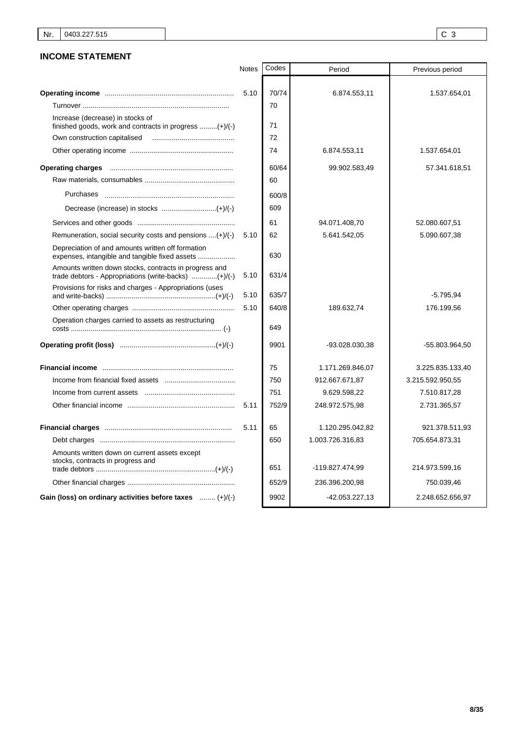| Nr. | 0403.227.515 | | C 3 |
|---|---|---|---|

## INCOME STATEMENT

| | Notes | Codes | Period | Previous period |
|---|---|---|---|---|
| **Operating income** | 5.10 | 70/74 | 6.874.553,11 | 1.537.654,01 |
| Turnover | | 70 | | |
| Increase (decrease) in stocks of finished goods, work and contracts in progress .........(+)/(-) | | 71 | | |
| Own construction capitalised | | 72 | | |
| Other operating income | | 74 | 6.874.553,11 | 1.537.654,01 |
| **Operating charges** | | 60/64 | 99.902.583,49 | 57.341.618,51 |
| Raw materials, consumables | | 60 | | |
| Purchases | | 600/8 | | |
| Decrease (increase) in stocks ..........................(+)/(-) | | 609 | | |
| Services and other goods | | 61 | 94.071.408,70 | 52.080.607,51 |
| Remuneration, social security costs and pensions ....(+)/(-) | 5.10 | 62 | 5.641.542,05 | 5.090.607,38 |
| Depreciation of and amounts written off formation expenses, intangible and tangible fixed assets | | 630 | | |
| Amounts written down stocks, contracts in progress and trade debtors - Appropriations (write-backs) .............(+)/(-) | 5.10 | 631/4 | | |
| Provisions for risks and charges - Appropriations (uses and write-backs) ........................................................(+)/(-) | 5.10 | 635/7 | | -5.795,94 |
| Other operating charges | 5.10 | 640/8 | 189.632,74 | 176.199,56 |
| Operation charges carried to assets as restructuring costs ........................................................................ (-) | | 649 | | |
| **Operating profit (loss)** .............................................(+)/(-) | | 9901 | -93.028.030,38 | -55.803.964,50 |
| **Financial income** | | 75 | 1.171.269.846,07 | 3.225.835.133,40 |
| Income from financial fixed assets | | 750 | 912.667.671,87 | 3.215.592.950,55 |
| Income from current assets | | 751 | 9.629.598,22 | 7.510.817,28 |
| Other financial income | 5.11 | 752/9 | 248.972.575,98 | 2.731.365,57 |
| **Financial charges** | 5.11 | 65 | 1.120.295.042,82 | 921.378.511,93 |
| Debt charges | | 650 | 1.003.726.316,83 | 705.654.873,31 |
| Amounts written down on current assets except stocks, contracts in progress and trade debtors ............................................................(+)/(-) | | 651 | -119.827.474,99 | 214.973.599,16 |
| Other financial charges | | 652/9 | 236.396.200,98 | 750.039,46 |
| **Gain (loss) on ordinary activities before taxes** ........ (+)/(-) | | 9902 | -42.053.227,13 | 2.248.652.656,97 |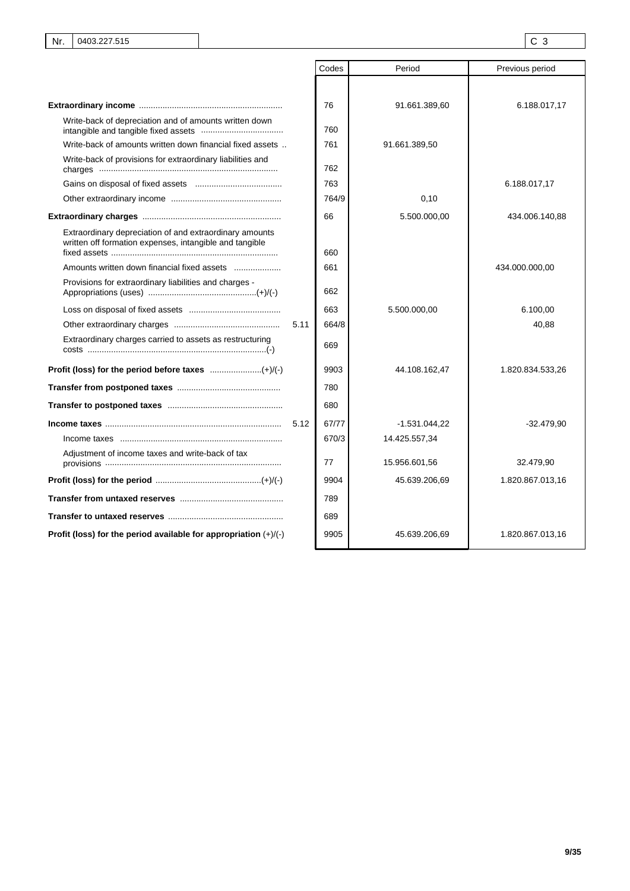| Nr. | 0403.227.515 | | C 3 |
|---|---|---|---|

| | | Codes | Period | Previous period |
|---|---|---|---|---|
| **Extraordinary income** | | 76 | 91.661.389,60 | 6.188.017,17 |
| Write-back of depreciation and of amounts written down intangible and tangible fixed assets | | 760 | | |
| Write-back of amounts written down financial fixed assets | | 761 | 91.661.389,50 | |
| Write-back of provisions for extraordinary liabilities and charges | | 762 | | |
| Gains on disposal of fixed assets | | 763 | | 6.188.017,17 |
| Other extraordinary income | | 764/9 | 0,10 | |
| **Extraordinary charges** | | 66 | 5.500.000,00 | 434.006.140,88 |
| Extraordinary depreciation of and extraordinary amounts written off formation expenses, intangible and tangible fixed assets | | 660 | | |
| Amounts written down financial fixed assets | | 661 | | 434.000.000,00 |
| Provisions for extraordinary liabilities and charges - Appropriations (uses) (+)/(-) | | 662 | | |
| Loss on disposal of fixed assets | | 663 | 5.500.000,00 | 6.100,00 |
| Other extraordinary charges | 5.11 | 664/8 | | 40,88 |
| Extraordinary charges carried to assets as restructuring costs (-) | | 669 | | |
| **Profit (loss) for the period before taxes** (+)/(-) | | 9903 | 44.108.162,47 | 1.820.834.533,26 |
| **Transfer from postponed taxes** | | 780 | | |
| **Transfer to postponed taxes** | | 680 | | |
| **Income taxes** | 5.12 | 67/77 | -1.531.044,22 | -32.479,90 |
| Income taxes | | 670/3 | 14.425.557,34 | |
| Adjustment of income taxes and write-back of tax provisions | | 77 | 15.956.601,56 | 32.479,90 |
| **Profit (loss) for the period** (+)/(-) | | 9904 | 45.639.206,69 | 1.820.867.013,16 |
| **Transfer from untaxed reserves** | | 789 | | |
| **Transfer to untaxed reserves** | | 689 | | |
| **Profit (loss) for the period available for appropriation** (+)/(-) | | 9905 | 45.639.206,69 | 1.820.867.013,16 |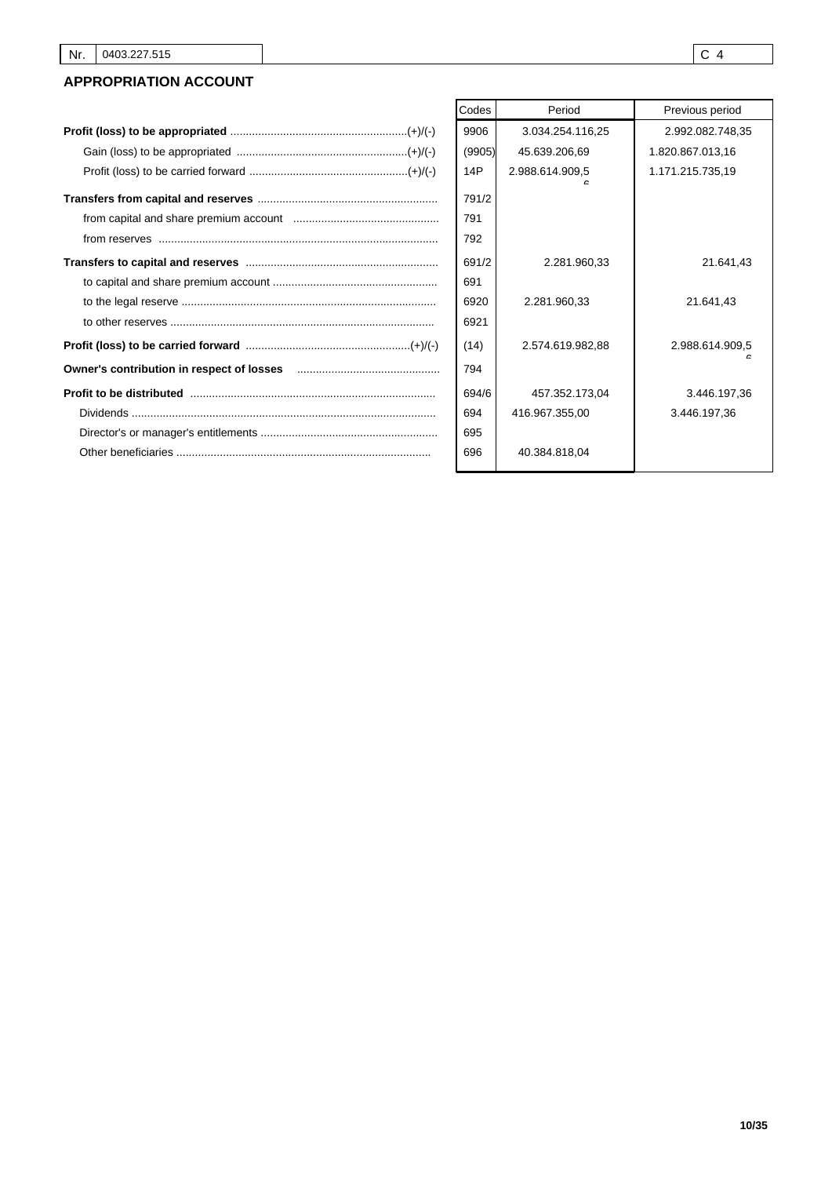| Nr. | 0403.227.515 | | C 4 |
|---|---|---|---|

## APPROPRIATION ACCOUNT

| | Codes | Period | Previous period |
|---|---|---|---|
| **Profit (loss) to be appropriated** (+)/(-) | 9906 | 3.034.254.116,25 | 2.992.082.748,35 |
| Gain (loss) to be appropriated (+)/(-) | (9905) | 45.639.206,69 | 1.820.867.013,16 |
| Profit (loss) to be carried forward (+)/(-) | 14P | 2.988.614.909,56 | 1.171.215.735,19 |
| **Transfers from capital and reserves** | 791/2 | | |
| from capital and share premium account | 791 | | |
| from reserves | 792 | | |
| **Transfers to capital and reserves** | 691/2 | 2.281.960,33 | 21.641,43 |
| to capital and share premium account | 691 | | |
| to the legal reserve | 6920 | 2.281.960,33 | 21.641,43 |
| to other reserves | 6921 | | |
| **Profit (loss) to be carried forward** (+)/(-) | (14) | 2.574.619.982,88 | 2.988.614.909,56 |
| **Owner's contribution in respect of losses** | 794 | | |
| **Profit to be distributed** | 694/6 | 457.352.173,04 | 3.446.197,36 |
| Dividends | 694 | 416.967.355,00 | 3.446.197,36 |
| Director's or manager's entitlements | 695 | | |
| Other beneficiaries | 696 | 40.384.818,04 | |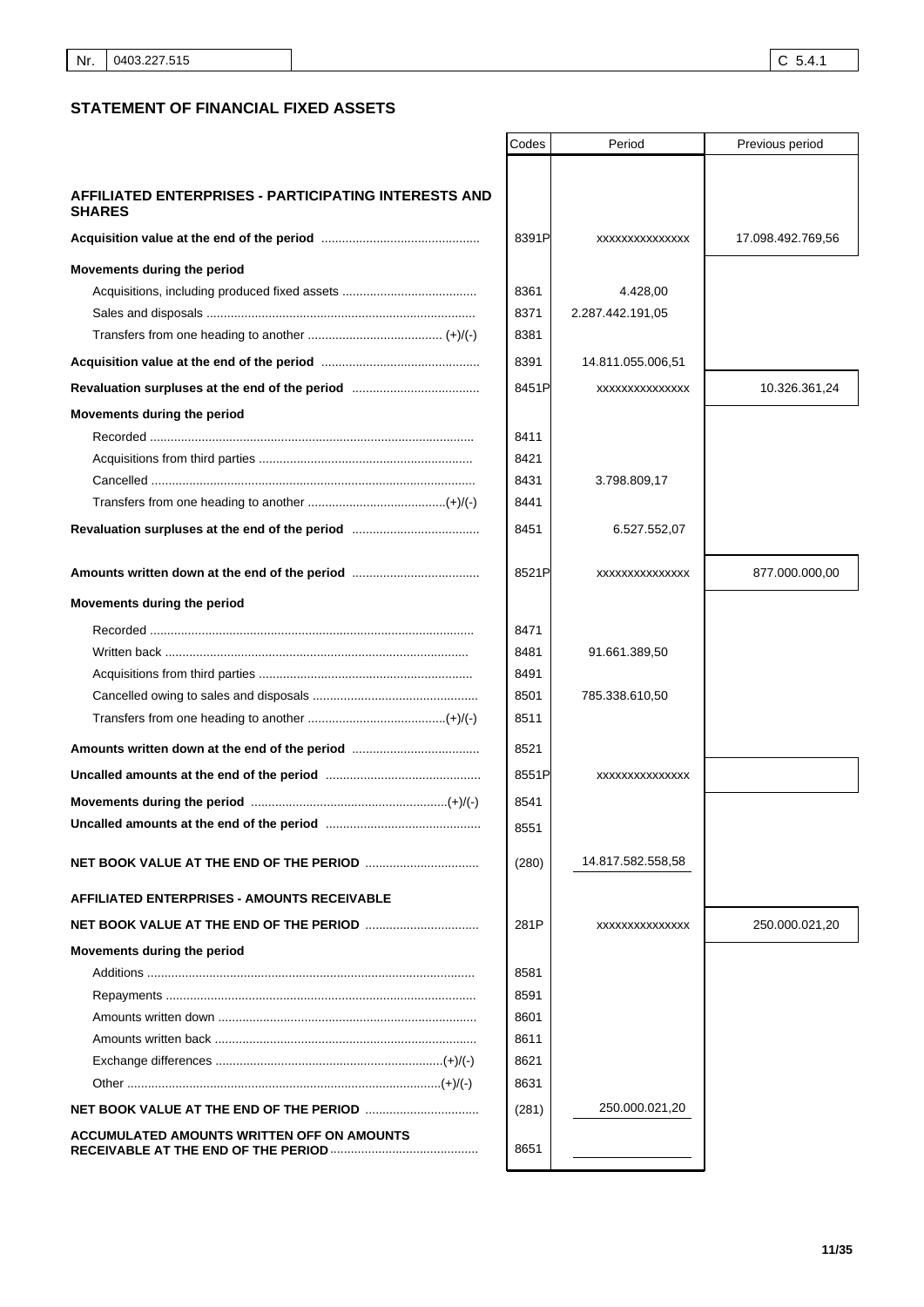| Nr. | 0403.227.515 | C 5.4.1 |
|---|---|---|

## STATEMENT OF FINANCIAL FIXED ASSETS

| | Codes | Period | Previous period |
|---|---|---|---|
| **AFFILIATED ENTERPRISES - PARTICIPATING INTERESTS AND SHARES** | | | |
| **Acquisition value at the end of the period** | 8391P | xxxxxxxxxxxxxxx | 17.098.492.769,56 |
| **Movements during the period** | | | |
| Acquisitions, including produced fixed assets | 8361 | 4.428,00 | |
| Sales and disposals | 8371 | 2.287.442.191,05 | |
| Transfers from one heading to another (+)/(-) | 8381 | | |
| **Acquisition value at the end of the period** | 8391 | 14.811.055.006,51 | |
| **Revaluation surpluses at the end of the period** | 8451P | xxxxxxxxxxxxxxx | 10.326.361,24 |
| **Movements during the period** | | | |
| Recorded | 8411 | | |
| Acquisitions from third parties | 8421 | | |
| Cancelled | 8431 | 3.798.809,17 | |
| Transfers from one heading to another (+)/(-) | 8441 | | |
| **Revaluation surpluses at the end of the period** | 8451 | 6.527.552,07 | |
| **Amounts written down at the end of the period** | 8521P | xxxxxxxxxxxxxxx | 877.000.000,00 |
| **Movements during the period** | | | |
| Recorded | 8471 | | |
| Written back | 8481 | 91.661.389,50 | |
| Acquisitions from third parties | 8491 | | |
| Cancelled owing to sales and disposals | 8501 | 785.338.610,50 | |
| Transfers from one heading to another (+)/(-) | 8511 | | |
| **Amounts written down at the end of the period** | 8521 | | |
| **Uncalled amounts at the end of the period** | 8551P | xxxxxxxxxxxxxxx | |
| **Movements during the period** (+)/(-) | 8541 | | |
| **Uncalled amounts at the end of the period** | 8551 | | |
| **NET BOOK VALUE AT THE END OF THE PERIOD** | (280) | 14.817.582.558,58 | |
| **AFFILIATED ENTERPRISES - AMOUNTS RECEIVABLE** | | | |
| **NET BOOK VALUE AT THE END OF THE PERIOD** | 281P | xxxxxxxxxxxxxxx | 250.000.021,20 |
| **Movements during the period** | | | |
| Additions | 8581 | | |
| Repayments | 8591 | | |
| Amounts written down | 8601 | | |
| Amounts written back | 8611 | | |
| Exchange differences (+)/(-) | 8621 | | |
| Other (+)/(-) | 8631 | | |
| **NET BOOK VALUE AT THE END OF THE PERIOD** | (281) | 250.000.021,20 | |
| **ACCUMULATED AMOUNTS WRITTEN OFF ON AMOUNTS RECEIVABLE AT THE END OF THE PERIOD** | 8651 | | |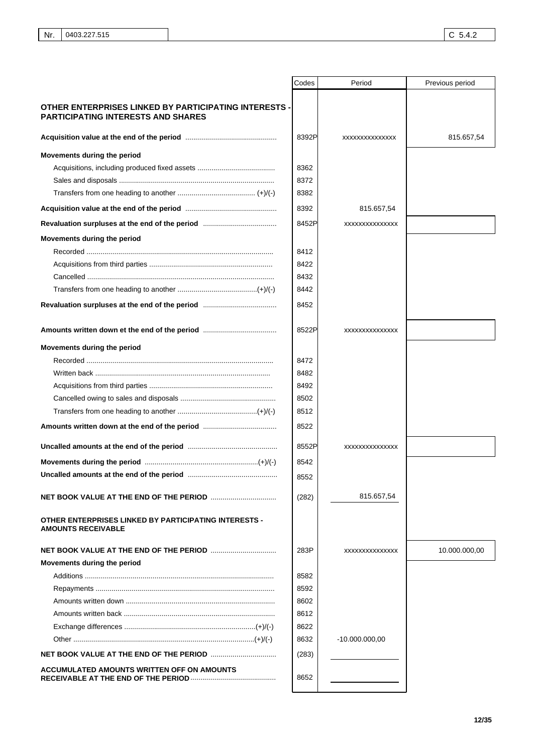| Nr. | 0403.227.515 | C 5.4.2 |
|---|---|---|

| | Codes | Period | Previous period |
|---|---|---|---|
| **OTHER ENTERPRISES LINKED BY PARTICIPATING INTERESTS - PARTICIPATING INTERESTS AND SHARES** | | | |
| **Acquisition value at the end of the period** | 8392P | xxxxxxxxxxxxxx | 815.657,54 |
| **Movements during the period** | | | |
| Acquisitions, including produced fixed assets | 8362 | | |
| Sales and disposals | 8372 | | |
| Transfers from one heading to another (+)/(-) | 8382 | | |
| **Acquisition value at the end of the period** | 8392 | 815.657,54 | |
| **Revaluation surpluses at the end of the period** | 8452P | xxxxxxxxxxxxxx | |
| **Movements during the period** | | | |
| Recorded | 8412 | | |
| Acquisitions from third parties | 8422 | | |
| Cancelled | 8432 | | |
| Transfers from one heading to another (+)/(-) | 8442 | | |
| **Revaluation surpluses at the end of the period** | 8452 | | |
| **Amounts written down et the end of the period** | 8522P | xxxxxxxxxxxxxx | |
| **Movements during the period** | | | |
| Recorded | 8472 | | |
| Written back | 8482 | | |
| Acquisitions from third parties | 8492 | | |
| Cancelled owing to sales and disposals | 8502 | | |
| Transfers from one heading to another (+)/(-) | 8512 | | |
| **Amounts written down at the end of the period** | 8522 | | |
| **Uncalled amounts at the end of the period** | 8552P | xxxxxxxxxxxxxx | |
| **Movements during the period** (+)/(-) | 8542 | | |
| **Uncalled amounts at the end of the period** | 8552 | | |
| **NET BOOK VALUE AT THE END OF THE PERIOD** | (282) | 815.657,54 | |
| **OTHER ENTERPRISES LINKED BY PARTICIPATING INTERESTS - AMOUNTS RECEIVABLE** | | | |
| **NET BOOK VALUE AT THE END OF THE PERIOD** | 283P | xxxxxxxxxxxxxx | 10.000.000,00 |
| **Movements during the period** | | | |
| Additions | 8582 | | |
| Repayments | 8592 | | |
| Amounts written down | 8602 | | |
| Amounts written back | 8612 | | |
| Exchange differences (+)/(-) | 8622 | | |
| Other (+)/(-) | 8632 | -10.000.000,00 | |
| **NET BOOK VALUE AT THE END OF THE PERIOD** | (283) | | |
| **ACCUMULATED AMOUNTS WRITTEN OFF ON AMOUNTS RECEIVABLE AT THE END OF THE PERIOD** | 8652 | | |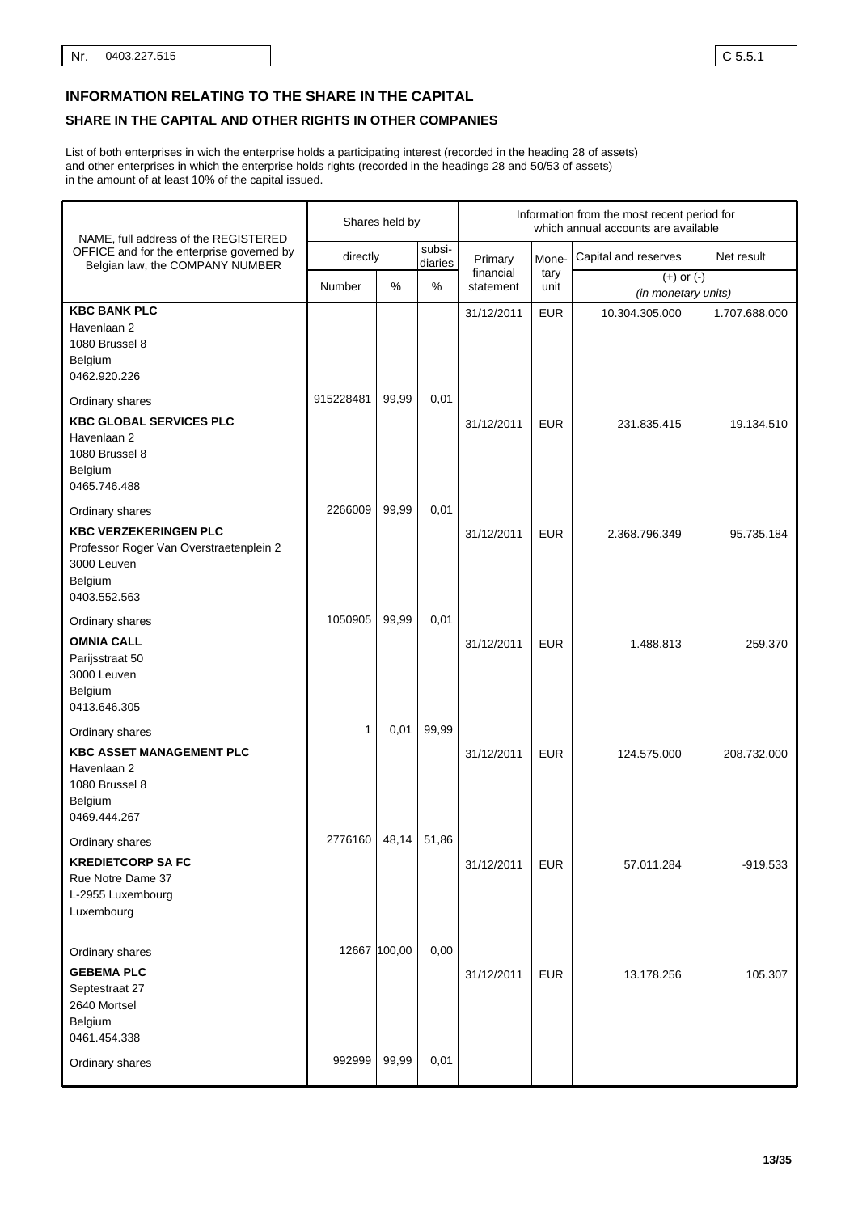Nr. 0403.227.515 C 5.5.1

## INFORMATION RELATING TO THE SHARE IN THE CAPITAL

### SHARE IN THE CAPITAL AND OTHER RIGHTS IN OTHER COMPANIES

List of both enterprises in wich the enterprise holds a participating interest (recorded in the heading 28 of assets) and other enterprises in which the enterprise holds rights (recorded in the headings 28 and 50/53 of assets) in the amount of at least 10% of the capital issued.

| NAME, full address of the REGISTERED OFFICE and for the enterprise governed by Belgian law, the COMPANY NUMBER | Shares held by | | | Information from the most recent period for which annual accounts are available | | | |
|---|---|---|---|---|---|---|---|
| | directly | | subsi-diaries | Primary financial statement | Mone-tary unit | Capital and reserves | Net result |
| | Number | % | % | | | (+) or (-) (in monetary units) | |
| **KBC BANK PLC**<br>Havenlaan 2<br>1080 Brussel 8<br>Belgium<br>0462.920.226 | | | | 31/12/2011 | EUR | 10.304.305.000 | 1.707.688.000 |
| Ordinary shares | 915228481 | 99,99 | 0,01 | | | | |
| **KBC GLOBAL SERVICES PLC**<br>Havenlaan 2<br>1080 Brussel 8<br>Belgium<br>0465.746.488 | | | | 31/12/2011 | EUR | 231.835.415 | 19.134.510 |
| Ordinary shares | 2266009 | 99,99 | 0,01 | | | | |
| **KBC VERZEKERINGEN PLC**<br>Professor Roger Van Overstraetenplein 2<br>3000 Leuven<br>Belgium<br>0403.552.563 | | | | 31/12/2011 | EUR | 2.368.796.349 | 95.735.184 |
| Ordinary shares | 1050905 | 99,99 | 0,01 | | | | |
| **OMNIA CALL**<br>Parijsstraat 50<br>3000 Leuven<br>Belgium<br>0413.646.305 | | | | 31/12/2011 | EUR | 1.488.813 | 259.370 |
| Ordinary shares | 1 | 0,01 | 99,99 | | | | |
| **KBC ASSET MANAGEMENT PLC**<br>Havenlaan 2<br>1080 Brussel 8<br>Belgium<br>0469.444.267 | | | | 31/12/2011 | EUR | 124.575.000 | 208.732.000 |
| Ordinary shares | 2776160 | 48,14 | 51,86 | | | | |
| **KREDIETCORP SA FC**<br>Rue Notre Dame 37<br>L-2955 Luxembourg<br>Luxembourg | | | | 31/12/2011 | EUR | 57.011.284 | -919.533 |
| Ordinary shares | 12667 | 100,00 | 0,00 | | | | |
| **GEBEMA PLC**<br>Septestraat 27<br>2640 Mortsel<br>Belgium<br>0461.454.338 | | | | 31/12/2011 | EUR | 13.178.256 | 105.307 |
| Ordinary shares | 992999 | 99,99 | 0,01 | | | | |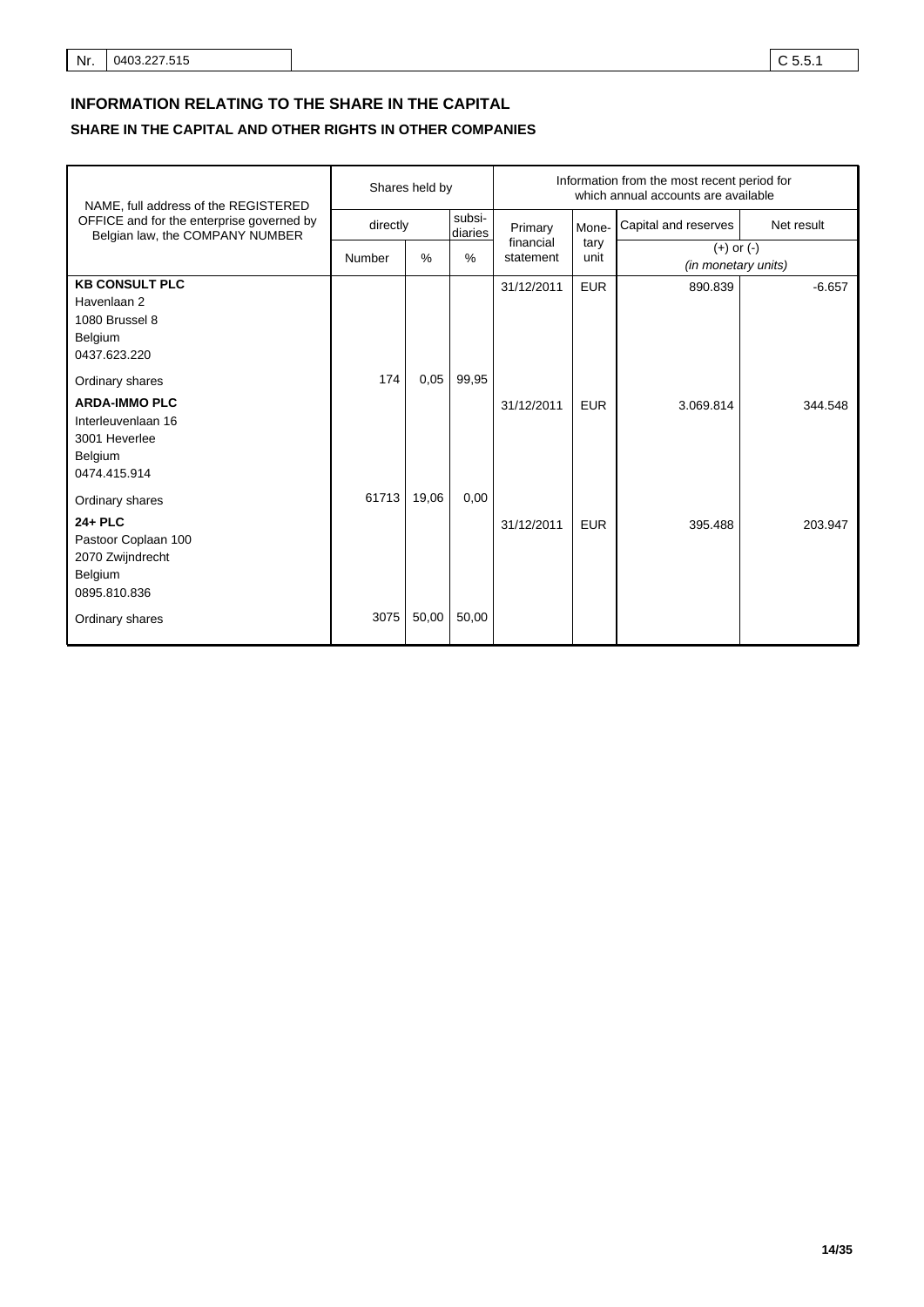Nr. 0403.227.515 C 5.5.1

## INFORMATION RELATING TO THE SHARE IN THE CAPITAL

### SHARE IN THE CAPITAL AND OTHER RIGHTS IN OTHER COMPANIES

| NAME, full address of the REGISTERED OFFICE and for the enterprise governed by Belgian law, the COMPANY NUMBER | Shares held by | | | Information from the most recent period for which annual accounts are available | | | |
|---|---|---|---|---|---|---|---|
| | directly | | subsidiaries | Primary financial statement | Monetary unit | Capital and reserves | Net result |
| | Number | % | % | | | (+) or (-) (in monetary units) | |
| **KB CONSULT PLC**<br>Havenlaan 2<br>1080 Brussel 8<br>Belgium<br>0437.623.220 | | | | 31/12/2011 | EUR | 890.839 | -6.657 |
| Ordinary shares | 174 | 0,05 | 99,95 | | | | |
| **ARDA-IMMO PLC**<br>Interleuvenlaan 16<br>3001 Heverlee<br>Belgium<br>0474.415.914 | | | | 31/12/2011 | EUR | 3.069.814 | 344.548 |
| Ordinary shares | 61713 | 19,06 | 0,00 | | | | |
| **24+ PLC**<br>Pastoor Coplaan 100<br>2070 Zwijndrecht<br>Belgium<br>0895.810.836 | | | | 31/12/2011 | EUR | 395.488 | 203.947 |
| Ordinary shares | 3075 | 50,00 | 50,00 | | | | |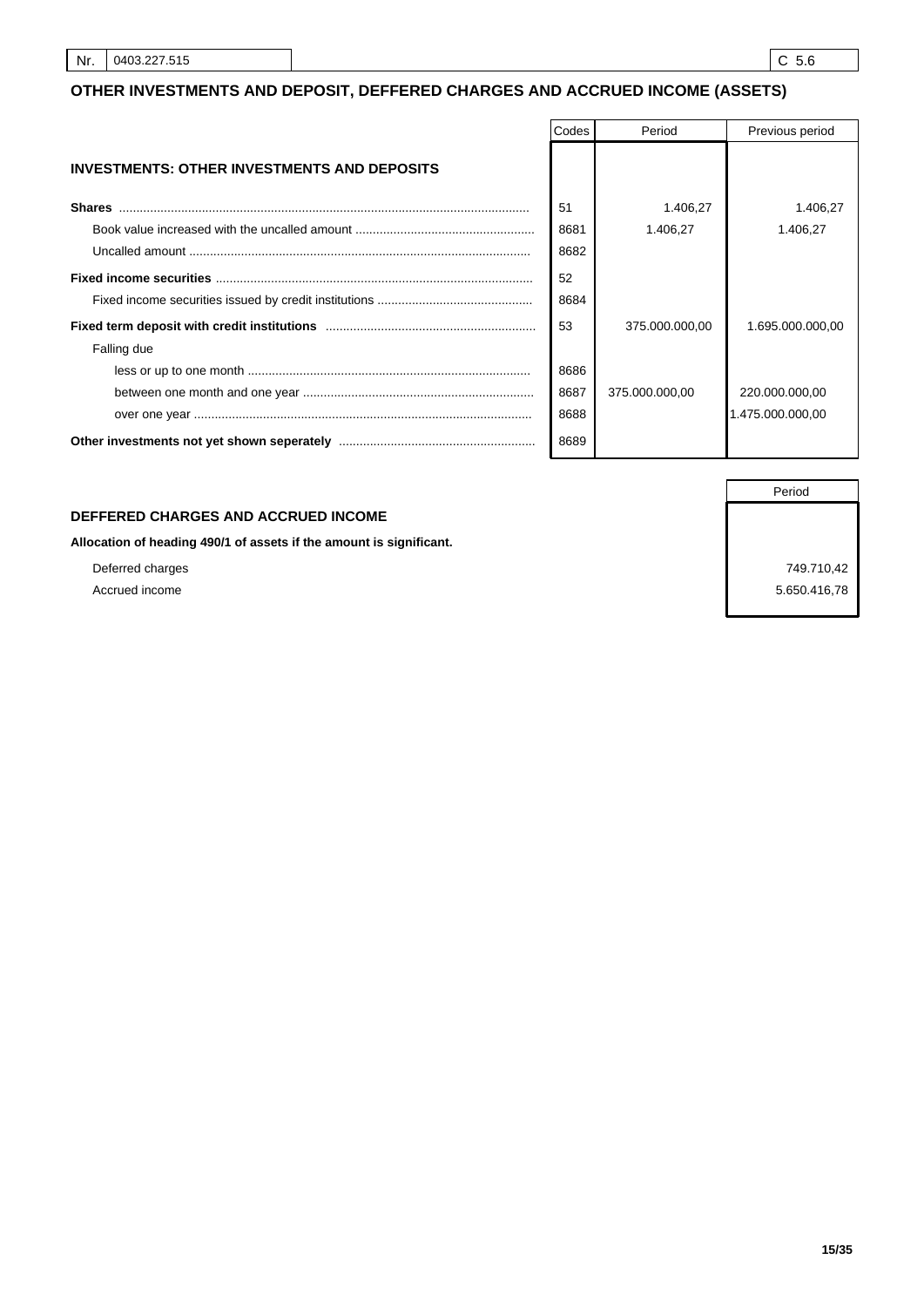Nr. 0403.227.515 | C 5.6

# OTHER INVESTMENTS AND DEPOSIT, DEFFERED CHARGES AND ACCRUED INCOME (ASSETS)

| | Codes | Period | Previous period |
|---|---|---|---|
| **INVESTMENTS: OTHER INVESTMENTS AND DEPOSITS** | | | |
| **Shares** | 51 | 1.406,27 | 1.406,27 |
| Book value increased with the uncalled amount | 8681 | 1.406,27 | 1.406,27 |
| Uncalled amount | 8682 | | |
| **Fixed income securities** | 52 | | |
| Fixed income securities issued by credit institutions | 8684 | | |
| **Fixed term deposit with credit institutions** | 53 | 375.000.000,00 | 1.695.000.000,00 |
| Falling due | | | |
| less or up to one month | 8686 | | |
| between one month and one year | 8687 | 375.000.000,00 | 220.000.000,00 |
| over one year | 8688 | | 1.475.000.000,00 |
| **Other investments not yet shown seperately** | 8689 | | |

## DEFFERED CHARGES AND ACCRUED INCOME

**Allocation of heading 490/1 of assets if the amount is significant.**

| | Period |
|---|---|
| Deferred charges | 749.710,42 |
| Accrued income | 5.650.416,78 |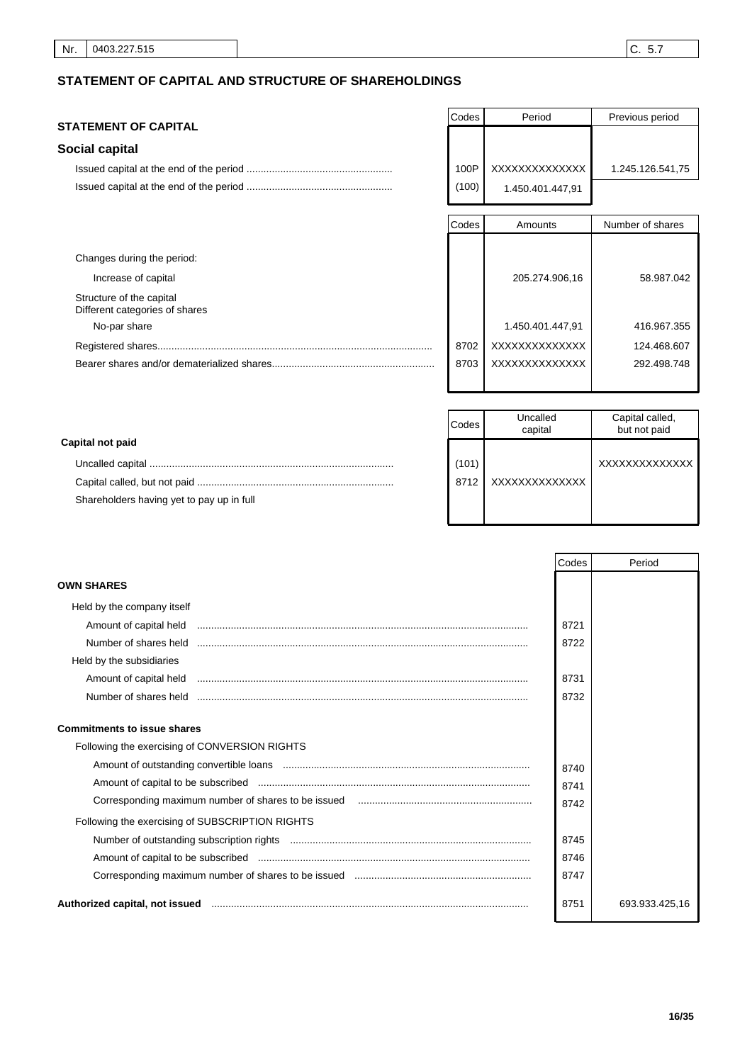| Nr. | 0403.227.515 | C. 5.7 |
|---|---|---|

# STATEMENT OF CAPITAL AND STRUCTURE OF SHAREHOLDINGS

## STATEMENT OF CAPITAL

| | Codes | Period | Previous period |
|---|---|---|---|
| **Social capital** | | | |
| Issued capital at the end of the period | 100P | XXXXXXXXXXXXX | 1.245.126.541,75 |
| Issued capital at the end of the period | (100) | 1.450.401.447,91 | |

| | Codes | Amounts | Number of shares |
|---|---|---|---|
| Changes during the period: | | | |
| Increase of capital | | 205.274.906,16 | 58.987.042 |
| Structure of the capital<br>Different categories of shares | | | |
| No-par share | | 1.450.401.447,91 | 416.967.355 |
| Registered shares | 8702 | XXXXXXXXXXXXX | 124.468.607 |
| Bearer shares and/or dematerialized shares | 8703 | XXXXXXXXXXXXX | 292.498.748 |

| | Codes | Uncalled capital | Capital called, but not paid |
|---|---|---|---|
| **Capital not paid** | | | |
| Uncalled capital | (101) | | XXXXXXXXXXXXX |
| Capital called, but not paid | 8712 | XXXXXXXXXXXXX | |
| Shareholders having yet to pay up in full | | | |

| | Codes | Period |
|---|---|---|
| **OWN SHARES** | | |
| Held by the company itself | | |
| Amount of capital held | 8721 | |
| Number of shares held | 8722 | |
| Held by the subsidiaries | | |
| Amount of capital held | 8731 | |
| Number of shares held | 8732 | |
| **Commitments to issue shares** | | |
| Following the exercising of CONVERSION RIGHTS | | |
| Amount of outstanding convertible loans | 8740 | |
| Amount of capital to be subscribed | 8741 | |
| Corresponding maximum number of shares to be issued | 8742 | |
| Following the exercising of SUBSCRIPTION RIGHTS | | |
| Number of outstanding subscription rights | 8745 | |
| Amount of capital to be subscribed | 8746 | |
| Corresponding maximum number of shares to be issued | 8747 | |
| **Authorized capital, not issued** | 8751 | 693.933.425,16 |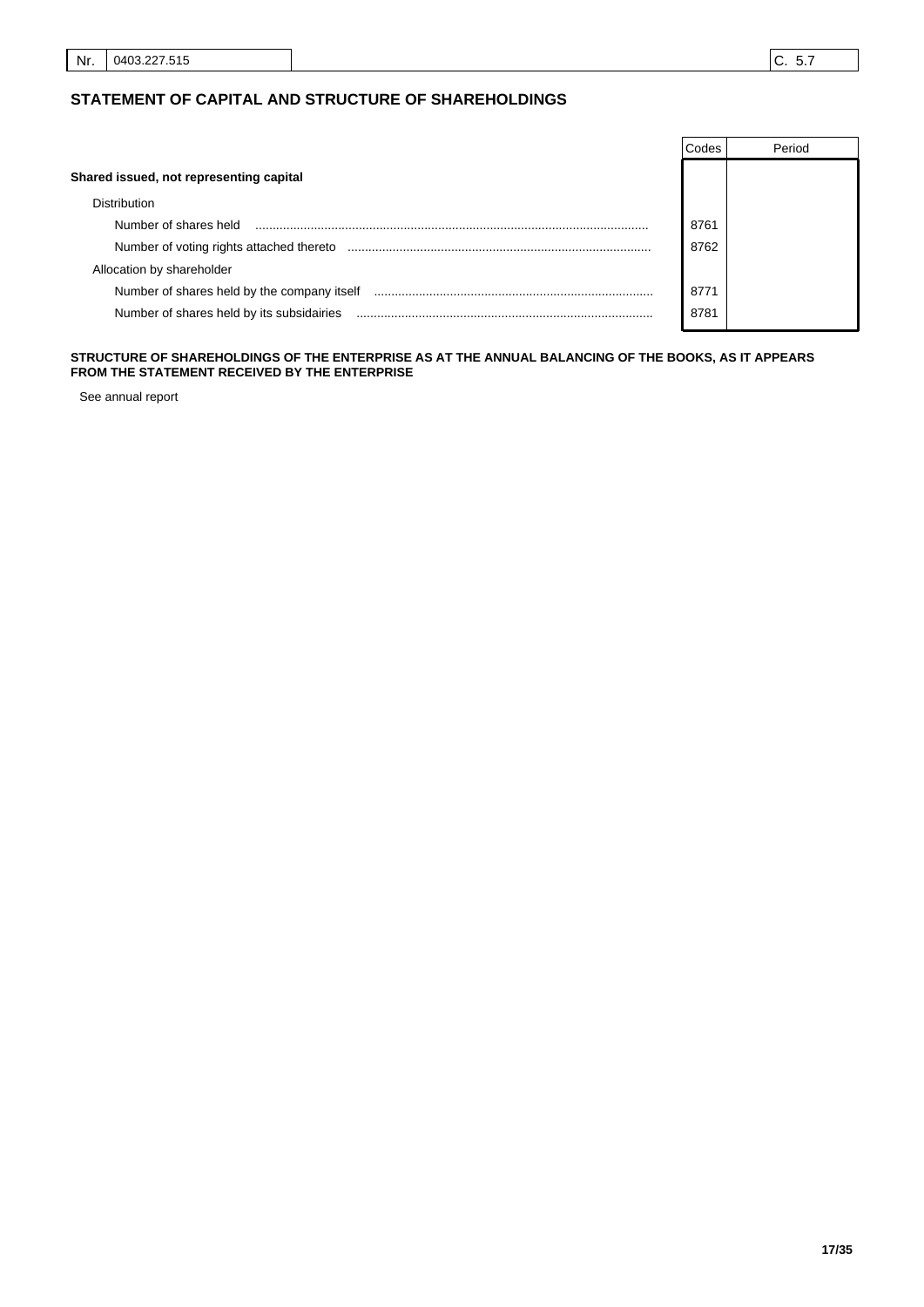| Nr. | 0403.227.515 | C. 5.7 |
|---|---|---|

## STATEMENT OF CAPITAL AND STRUCTURE OF SHAREHOLDINGS

| | Codes | Period |
|---|---|---|
| **Shared issued, not representing capital** | | |
| Distribution | | |
| Number of shares held | 8761 | |
| Number of voting rights attached thereto | 8762 | |
| Allocation by shareholder | | |
| Number of shares held by the company itself | 8771 | |
| Number of shares held by its subsidairies | 8781 | |

**STRUCTURE OF SHAREHOLDINGS OF THE ENTERPRISE AS AT THE ANNUAL BALANCING OF THE BOOKS, AS IT APPEARS FROM THE STATEMENT RECEIVED BY THE ENTERPRISE**

See annual report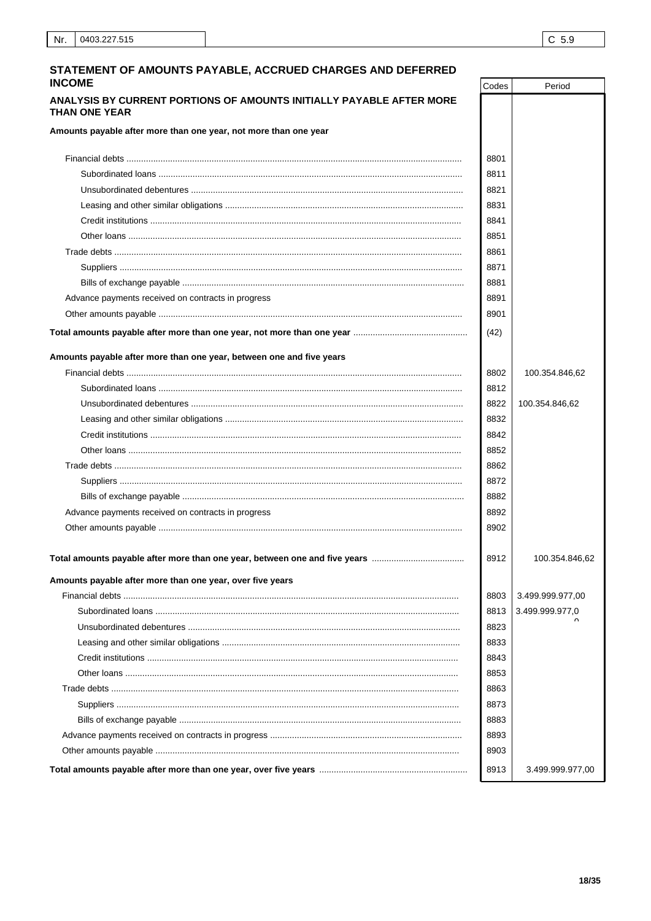| Nr. | 0403.227.515 | C 5.9 |
|---|---|---|

## STATEMENT OF AMOUNTS PAYABLE, ACCRUED CHARGES AND DEFERRED INCOME

| | Codes | Period |
|---|---|---|
| **ANALYSIS BY CURRENT PORTIONS OF AMOUNTS INITIALLY PAYABLE AFTER MORE THAN ONE YEAR** | | |
| **Amounts payable after more than one year, not more than one year** | | |
| Financial debts | 8801 | |
| Subordinated loans | 8811 | |
| Unsubordinated debentures | 8821 | |
| Leasing and other similar obligations | 8831 | |
| Credit institutions | 8841 | |
| Other loans | 8851 | |
| Trade debts | 8861 | |
| Suppliers | 8871 | |
| Bills of exchange payable | 8881 | |
| Advance payments received on contracts in progress | 8891 | |
| Other amounts payable | 8901 | |
| **Total amounts payable after more than one year, not more than one year** | (42) | |
| **Amounts payable after more than one year, between one and five years** | | |
| Financial debts | 8802 | 100.354.846,62 |
| Subordinated loans | 8812 | |
| Unsubordinated debentures | 8822 | 100.354.846,62 |
| Leasing and other similar obligations | 8832 | |
| Credit institutions | 8842 | |
| Other loans | 8852 | |
| Trade debts | 8862 | |
| Suppliers | 8872 | |
| Bills of exchange payable | 8882 | |
| Advance payments received on contracts in progress | 8892 | |
| Other amounts payable | 8902 | |
| **Total amounts payable after more than one year, between one and five years** | 8912 | 100.354.846,62 |
| **Amounts payable after more than one year, over five years** | | |
| Financial debts | 8803 | 3.499.999.977,00 |
| Subordinated loans | 8813 | 3.499.999.977,00 |
| Unsubordinated debentures | 8823 | |
| Leasing and other similar obligations | 8833 | |
| Credit institutions | 8843 | |
| Other loans | 8853 | |
| Trade debts | 8863 | |
| Suppliers | 8873 | |
| Bills of exchange payable | 8883 | |
| Advance payments received on contracts in progress | 8893 | |
| Other amounts payable | 8903 | |
| **Total amounts payable after more than one year, over five years** | 8913 | 3.499.999.977,00 |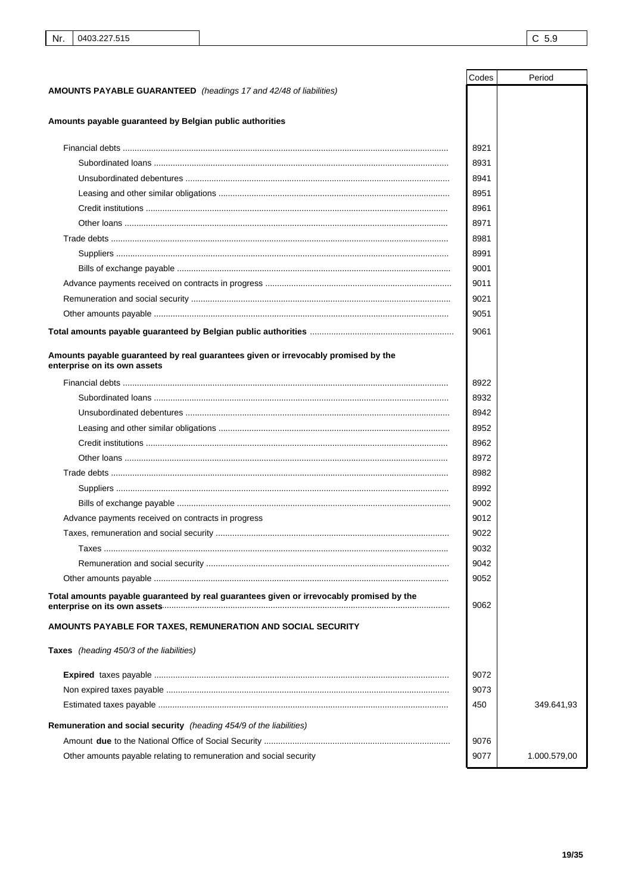| Nr. | 0403.227.515 | C 5.9 |
|---|---|---|

| | Codes | Period |
|---|---|---|
| **AMOUNTS PAYABLE GUARANTEED** *(headings 17 and 42/48 of liabilities)* | | |
| **Amounts payable guaranteed by Belgian public authorities** | | |
| Financial debts | 8921 | |
| Subordinated loans | 8931 | |
| Unsubordinated debentures | 8941 | |
| Leasing and other similar obligations | 8951 | |
| Credit institutions | 8961 | |
| Other loans | 8971 | |
| Trade debts | 8981 | |
| Suppliers | 8991 | |
| Bills of exchange payable | 9001 | |
| Advance payments received on contracts in progress | 9011 | |
| Remuneration and social security | 9021 | |
| Other amounts payable | 9051 | |
| **Total amounts payable guaranteed by Belgian public authorities** | 9061 | |
| **Amounts payable guaranteed by real guarantees given or irrevocably promised by the enterprise on its own assets** | | |
| Financial debts | 8922 | |
| Subordinated loans | 8932 | |
| Unsubordinated debentures | 8942 | |
| Leasing and other similar obligations | 8952 | |
| Credit institutions | 8962 | |
| Other loans | 8972 | |
| Trade debts | 8982 | |
| Suppliers | 8992 | |
| Bills of exchange payable | 9002 | |
| Advance payments received on contracts in progress | 9012 | |
| Taxes, remuneration and social security | 9022 | |
| Taxes | 9032 | |
| Remuneration and social security | 9042 | |
| Other amounts payable | 9052 | |
| **Total amounts payable guaranteed by real guarantees given or irrevocably promised by the enterprise on its own assets** | 9062 | |
| **AMOUNTS PAYABLE FOR TAXES, REMUNERATION AND SOCIAL SECURITY** | | |
| **Taxes** *(heading 450/3 of the liabilities)* | | |
| **Expired** taxes payable | 9072 | |
| Non expired taxes payable | 9073 | |
| Estimated taxes payable | 450 | 349.641,93 |
| **Remuneration and social security** *(heading 454/9 of the liabilities)* | | |
| Amount **due** to the National Office of Social Security | 9076 | |
| Other amounts payable relating to remuneration and social security | 9077 | 1.000.579,00 |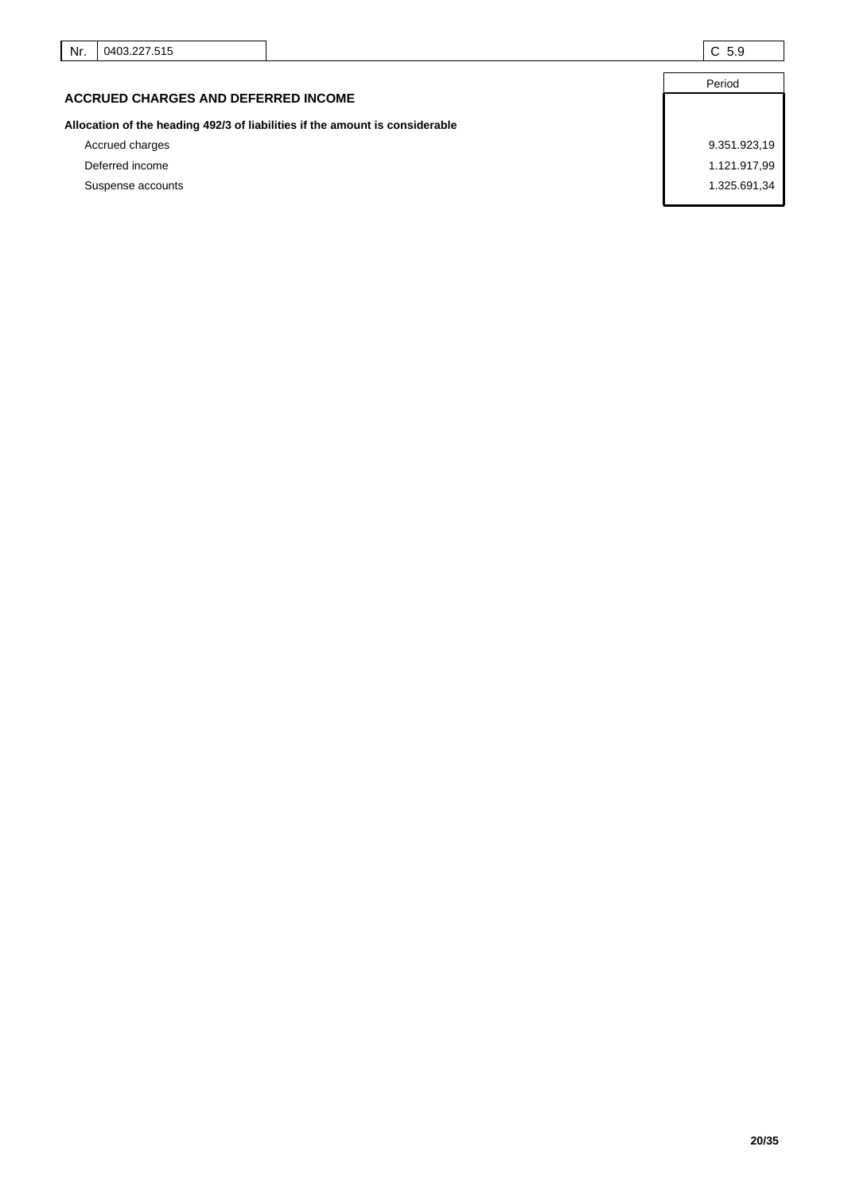| Nr. | 0403.227.515 | C 5.9 |
|---|---|---|

## ACCRUED CHARGES AND DEFERRED INCOME

| | Period |
|---|---|
| **Allocation of the heading 492/3 of liabilities if the amount is considerable** | |
| Accrued charges | 9.351.923,19 |
| Deferred income | 1.121.917,99 |
| Suspense accounts | 1.325.691,34 |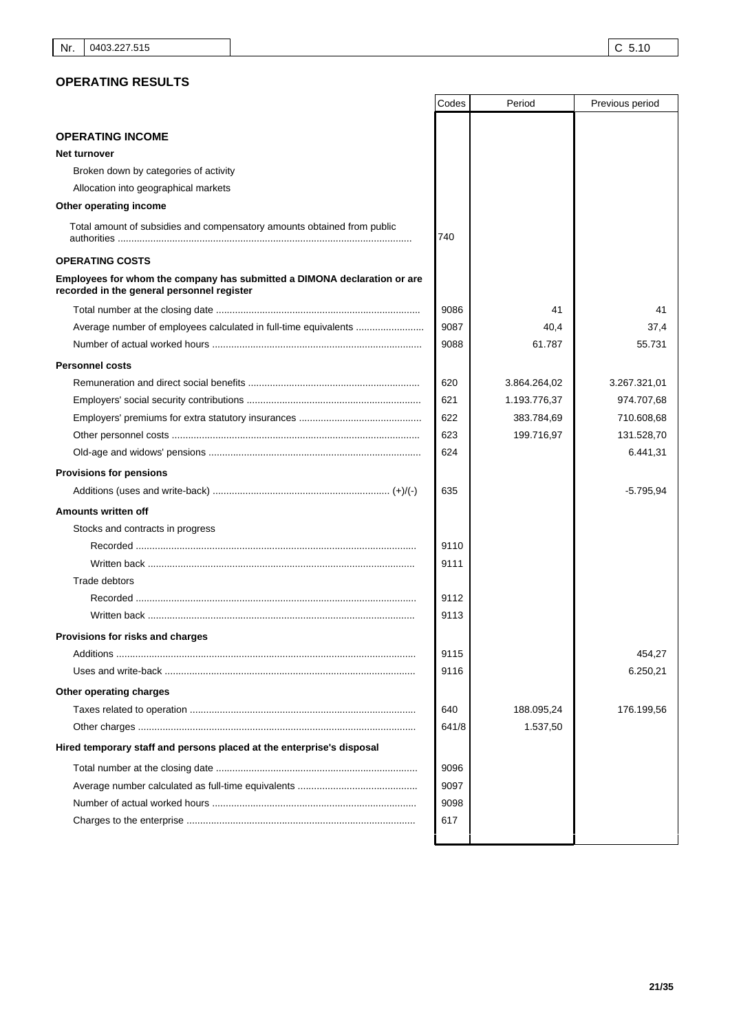| Nr. | 0403.227.515 | C 5.10 |
|---|---|---|

## OPERATING RESULTS

| | Codes | Period | Previous period |
|---|---|---|---|
| **OPERATING INCOME** | | | |
| **Net turnover** | | | |
| Broken down by categories of activity | | | |
| Allocation into geographical markets | | | |
| **Other operating income** | | | |
| Total amount of subsidies and compensatory amounts obtained from public authorities | 740 | | |
| **OPERATING COSTS** | | | |
| **Employees for whom the company has submitted a DIMONA declaration or are recorded in the general personnel register** | | | |
| Total number at the closing date | 9086 | 41 | 41 |
| Average number of employees calculated in full-time equivalents | 9087 | 40,4 | 37,4 |
| Number of actual worked hours | 9088 | 61.787 | 55.731 |
| **Personnel costs** | | | |
| Remuneration and direct social benefits | 620 | 3.864.264,02 | 3.267.321,01 |
| Employers' social security contributions | 621 | 1.193.776,37 | 974.707,68 |
| Employers' premiums for extra statutory insurances | 622 | 383.784,69 | 710.608,68 |
| Other personnel costs | 623 | 199.716,97 | 131.528,70 |
| Old-age and widows' pensions | 624 | | 6.441,31 |
| **Provisions for pensions** | | | |
| Additions (uses and write-back) (+)/(-) | 635 | | -5.795,94 |
| **Amounts written off** | | | |
| Stocks and contracts in progress | | | |
| Recorded | 9110 | | |
| Written back | 9111 | | |
| Trade debtors | | | |
| Recorded | 9112 | | |
| Written back | 9113 | | |
| **Provisions for risks and charges** | | | |
| Additions | 9115 | | 454,27 |
| Uses and write-back | 9116 | | 6.250,21 |
| **Other operating charges** | | | |
| Taxes related to operation | 640 | 188.095,24 | 176.199,56 |
| Other charges | 641/8 | 1.537,50 | |
| **Hired temporary staff and persons placed at the enterprise's disposal** | | | |
| Total number at the closing date | 9096 | | |
| Average number calculated as full-time equivalents | 9097 | | |
| Number of actual worked hours | 9098 | | |
| Charges to the enterprise | 617 | | |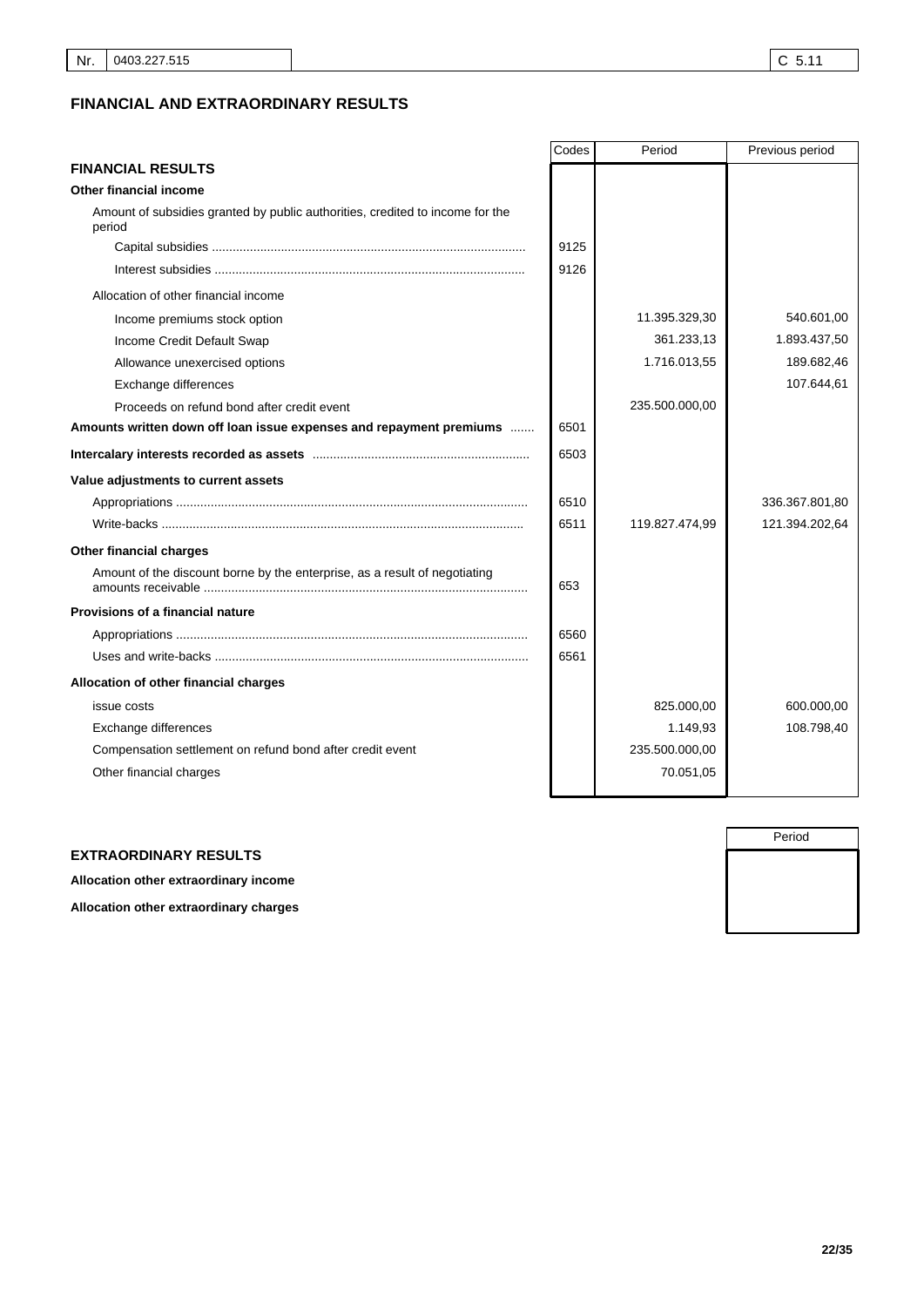| Nr. | 0403.227.515 | C 5.11 |
|---|---|---|

## FINANCIAL AND EXTRAORDINARY RESULTS

| | Codes | Period | Previous period |
|---|---|---|---|
| **FINANCIAL RESULTS** | | | |
| **Other financial income** | | | |
| Amount of subsidies granted by public authorities, credited to income for the period | | | |
| Capital subsidies | 9125 | | |
| Interest subsidies | 9126 | | |
| Allocation of other financial income | | | |
| Income premiums stock option | | 11.395.329,30 | 540.601,00 |
| Income Credit Default Swap | | 361.233,13 | 1.893.437,50 |
| Allowance unexercised options | | 1.716.013,55 | 189.682,46 |
| Exchange differences | | | 107.644,61 |
| Proceeds on refund bond after credit event | | 235.500.000,00 | |
| **Amounts written down off loan issue expenses and repayment premiums** | 6501 | | |
| **Intercalary interests recorded as assets** | 6503 | | |
| **Value adjustments to current assets** | | | |
| Appropriations | 6510 | | 336.367.801,80 |
| Write-backs | 6511 | 119.827.474,99 | 121.394.202,64 |
| **Other financial charges** | | | |
| Amount of the discount borne by the enterprise, as a result of negotiating amounts receivable | 653 | | |
| **Provisions of a financial nature** | | | |
| Appropriations | 6560 | | |
| Uses and write-backs | 6561 | | |
| **Allocation of other financial charges** | | | |
| issue costs | | 825.000,00 | 600.000,00 |
| Exchange differences | | 1.149,93 | 108.798,40 |
| Compensation settlement on refund bond after credit event | | 235.500.000,00 | |
| Other financial charges | | 70.051,05 | |

| | Period |
|---|---|
| **EXTRAORDINARY RESULTS** | |
| **Allocation other extraordinary income** | |
| **Allocation other extraordinary charges** | |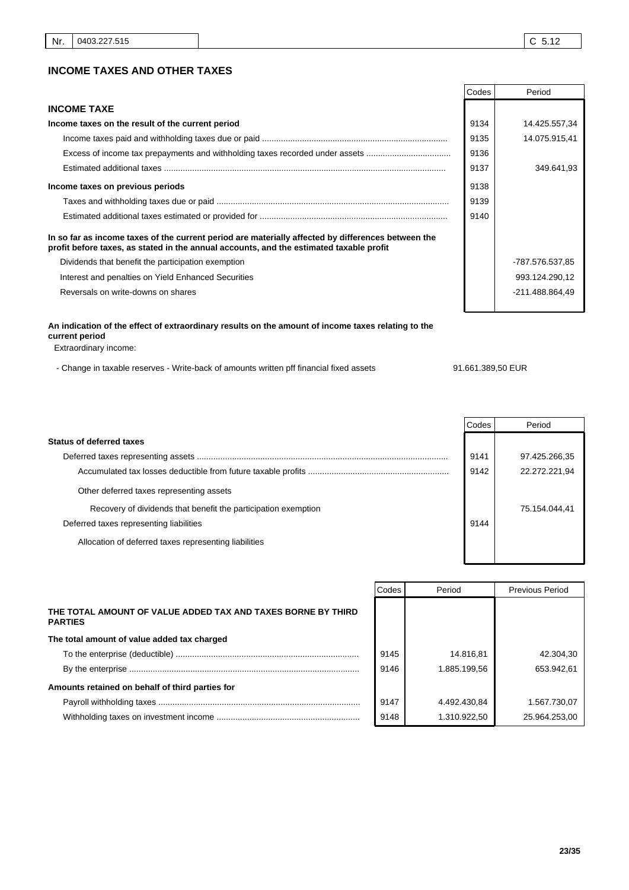| Nr. | 0403.227.515 | C 5.12 |
|---|---|---|

## INCOME TAXES AND OTHER TAXES

| | Codes | Period |
|---|---|---|
| **INCOME TAXE** | | |
| **Income taxes on the result of the current period** | 9134 | 14.425.557,34 |
| Income taxes paid and withholding taxes due or paid | 9135 | 14.075.915,41 |
| Excess of income tax prepayments and withholding taxes recorded under assets | 9136 | |
| Estimated additional taxes | 9137 | 349.641,93 |
| **Income taxes on previous periods** | 9138 | |
| Taxes and withholding taxes due or paid | 9139 | |
| Estimated additional taxes estimated or provided for | 9140 | |
| **In so far as income taxes of the current period are materially affected by differences between the profit before taxes, as stated in the annual accounts, and the estimated taxable profit** | | |
| Dividends that benefit the participation exemption | | -787.576.537,85 |
| Interest and penalties on Yield Enhanced Securities | | 993.124.290,12 |
| Reversals on write-downs on shares | | -211.488.864,49 |

**An indication of the effect of extraordinary results on the amount of income taxes relating to the current period**

Extraordinary income:

- Change in taxable reserves - Write-back of amounts written pff financial fixed assets 91.661.389,50 EUR

| | Codes | Period |
|---|---|---|
| **Status of deferred taxes** | | |
| Deferred taxes representing assets | 9141 | 97.425.266,35 |
| Accumulated tax losses deductible from future taxable profits | 9142 | 22.272.221,94 |
| Other deferred taxes representing assets | | |
| Recovery of dividends that benefit the participation exemption | | 75.154.044,41 |
| Deferred taxes representing liabilities | 9144 | |
| Allocation of deferred taxes representing liabilities | | |

| | Codes | Period | Previous Period |
|---|---|---|---|
| **THE TOTAL AMOUNT OF VALUE ADDED TAX AND TAXES BORNE BY THIRD PARTIES** | | | |
| **The total amount of value added tax charged** | | | |
| To the enterprise (deductible) | 9145 | 14.816,81 | 42.304,30 |
| By the enterprise | 9146 | 1.885.199,56 | 653.942,61 |
| **Amounts retained on behalf of third parties for** | | | |
| Payroll withholding taxes | 9147 | 4.492.430,84 | 1.567.730,07 |
| Withholding taxes on investment income | 9148 | 1.310.922,50 | 25.964.253,00 |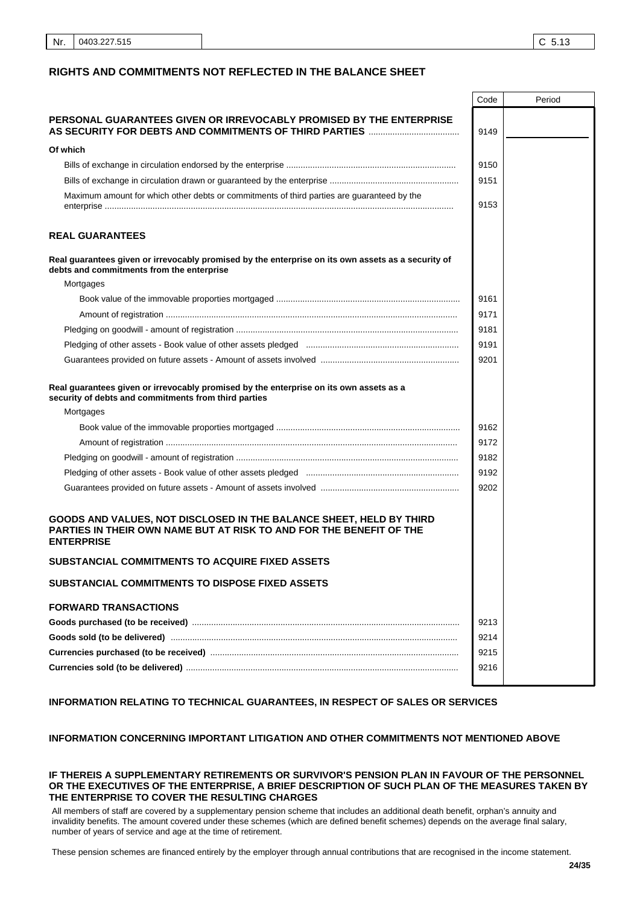| Nr. | 0403.227.515 | C 5.13 |
|---|---|---|

## RIGHTS AND COMMITMENTS NOT REFLECTED IN THE BALANCE SHEET

| | Code | Period |
|---|---|---|
| **PERSONAL GUARANTEES GIVEN OR IRREVOCABLY PROMISED BY THE ENTERPRISE AS SECURITY FOR DEBTS AND COMMITMENTS OF THIRD PARTIES** | 9149 | |
| **Of which** | | |
| Bills of exchange in circulation endorsed by the enterprise | 9150 | |
| Bills of exchange in circulation drawn or guaranteed by the enterprise | 9151 | |
| Maximum amount for which other debts or commitments of third parties are guaranteed by the enterprise | 9153 | |
| **REAL GUARANTEES** | | |
| **Real guarantees given or irrevocably promised by the enterprise on its own assets as a security of debts and commitments from the enterprise** | | |
| Mortgages | | |
| Book value of the immovable proporties mortgaged | 9161 | |
| Amount of registration | 9171 | |
| Pledging on goodwill - amount of registration | 9181 | |
| Pledging of other assets - Book value of other assets pledged | 9191 | |
| Guarantees provided on future assets - Amount of assets involved | 9201 | |
| **Real guarantees given or irrevocably promised by the enterprise on its own assets as a security of debts and commitments from third parties** | | |
| Mortgages | | |
| Book value of the immovable proporties mortgaged | 9162 | |
| Amount of registration | 9172 | |
| Pledging on goodwill - amount of registration | 9182 | |
| Pledging of other assets - Book value of other assets pledged | 9192 | |
| Guarantees provided on future assets - Amount of assets involved | 9202 | |
| **GOODS AND VALUES, NOT DISCLOSED IN THE BALANCE SHEET, HELD BY THIRD PARTIES IN THEIR OWN NAME BUT AT RISK TO AND FOR THE BENEFIT OF THE ENTERPRISE** | | |
| **SUBSTANCIAL COMMITMENTS TO ACQUIRE FIXED ASSETS** | | |
| **SUBSTANCIAL COMMITMENTS TO DISPOSE FIXED ASSETS** | | |
| **FORWARD TRANSACTIONS** | | |
| **Goods purchased (to be received)** | 9213 | |
| **Goods sold (to be delivered)** | 9214 | |
| **Currencies purchased (to be received)** | 9215 | |
| **Currencies sold (to be delivered)** | 9216 | |

### INFORMATION RELATING TO TECHNICAL GUARANTEES, IN RESPECT OF SALES OR SERVICES

### INFORMATION CONCERNING IMPORTANT LITIGATION AND OTHER COMMITMENTS NOT MENTIONED ABOVE

### IF THEREIS A SUPPLEMENTARY RETIREMENTS OR SURVIVOR'S PENSION PLAN IN FAVOUR OF THE PERSONNEL OR THE EXECUTIVES OF THE ENTERPRISE, A BRIEF DESCRIPTION OF SUCH PLAN OF THE MEASURES TAKEN BY THE ENTERPRISE TO COVER THE RESULTING CHARGES

All members of staff are covered by a supplementary pension scheme that includes an additional death benefit, orphan's annuity and invalidity benefits. The amount covered under these schemes (which are defined benefit schemes) depends on the average final salary, number of years of service and age at the time of retirement.

These pension schemes are financed entirely by the employer through annual contributions that are recognised in the income statement.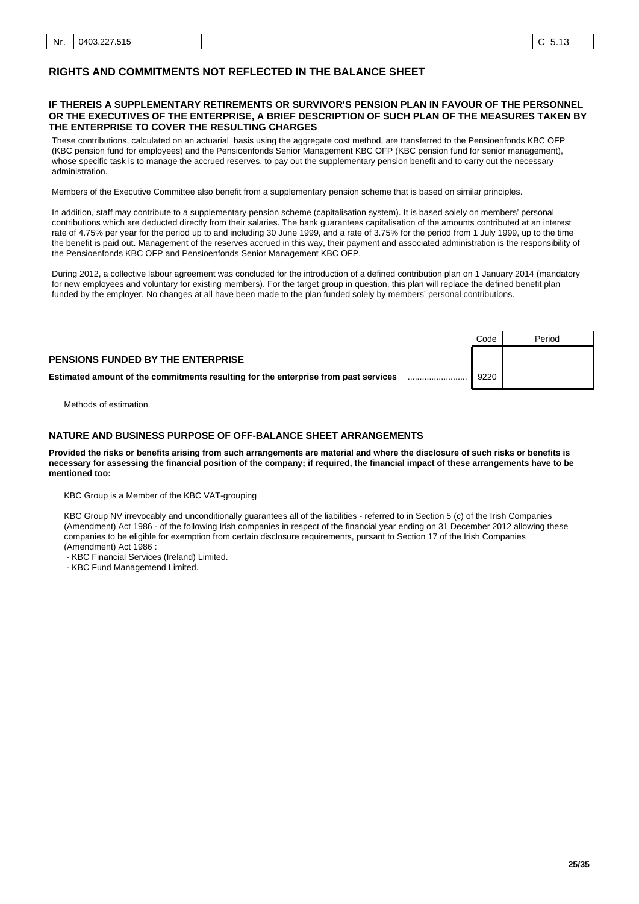| Nr. | 0403.227.515 | | C 5.13 |
|---|---|---|---|

## RIGHTS AND COMMITMENTS NOT REFLECTED IN THE BALANCE SHEET

### IF THEREIS A SUPPLEMENTARY RETIREMENTS OR SURVIVOR'S PENSION PLAN IN FAVOUR OF THE PERSONNEL OR THE EXECUTIVES OF THE ENTERPRISE, A BRIEF DESCRIPTION OF SUCH PLAN OF THE MEASURES TAKEN BY THE ENTERPRISE TO COVER THE RESULTING CHARGES

These contributions, calculated on an actuarial basis using the aggregate cost method, are transferred to the Pensioenfonds KBC OFP (KBC pension fund for employees) and the Pensioenfonds Senior Management KBC OFP (KBC pension fund for senior management), whose specific task is to manage the accrued reserves, to pay out the supplementary pension benefit and to carry out the necessary administration.

Members of the Executive Committee also benefit from a supplementary pension scheme that is based on similar principles.

In addition, staff may contribute to a supplementary pension scheme (capitalisation system). It is based solely on members' personal contributions which are deducted directly from their salaries. The bank guarantees capitalisation of the amounts contributed at an interest rate of 4.75% per year for the period up to and including 30 June 1999, and a rate of 3.75% for the period from 1 July 1999, up to the time the benefit is paid out. Management of the reserves accrued in this way, their payment and associated administration is the responsibility of the Pensioenfonds KBC OFP and Pensioenfonds Senior Management KBC OFP.

During 2012, a collective labour agreement was concluded for the introduction of a defined contribution plan on 1 January 2014 (mandatory for new employees and voluntary for existing members). For the target group in question, this plan will replace the defined benefit plan funded by the employer. No changes at all have been made to the plan funded solely by members' personal contributions.

| | Code | Period |
|---|---|---|
| **PENSIONS FUNDED BY THE ENTERPRISE** | | |
| **Estimated amount of the commitments resulting for the enterprise from past services** ......................... | 9220 | |

Methods of estimation

### NATURE AND BUSINESS PURPOSE OF OFF-BALANCE SHEET ARRANGEMENTS

**Provided the risks or benefits arising from such arrangements are material and where the disclosure of such risks or benefits is necessary for assessing the financial position of the company; if required, the financial impact of these arrangements have to be mentioned too:**

KBC Group is a Member of the KBC VAT-grouping

KBC Group NV irrevocably and unconditionally guarantees all of the liabilities - referred to in Section 5 (c) of the Irish Companies (Amendment) Act 1986 - of the following Irish companies in respect of the financial year ending on 31 December 2012 allowing these companies to be eligible for exemption from certain disclosure requirements, pursant to Section 17 of the Irish Companies (Amendment) Act 1986 :

- KBC Financial Services (Ireland) Limited.
- KBC Fund Managemend Limited.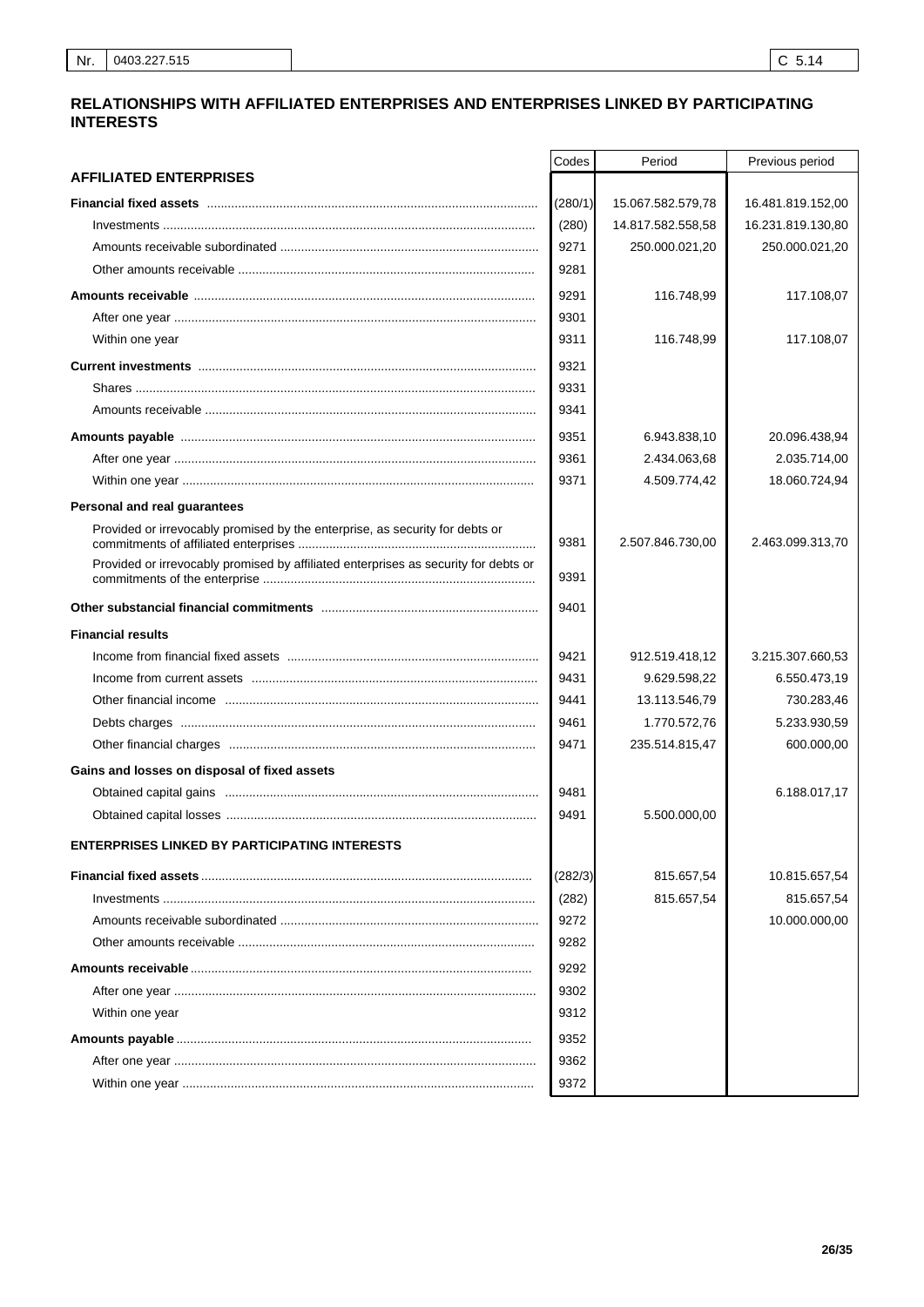| Nr. | 0403.227.515 | | C 5.14 |
|---|---|---|---|

## RELATIONSHIPS WITH AFFILIATED ENTERPRISES AND ENTERPRISES LINKED BY PARTICIPATING INTERESTS

| | Codes | Period | Previous period |
|---|---|---|---|
| **AFFILIATED ENTERPRISES** | | | |
| **Financial fixed assets** | (280/1) | 15.067.582.579,78 | 16.481.819.152,00 |
| Investments | (280) | 14.817.582.558,58 | 16.231.819.130,80 |
| Amounts receivable subordinated | 9271 | 250.000.021,20 | 250.000.021,20 |
| Other amounts receivable | 9281 | | |
| **Amounts receivable** | 9291 | 116.748,99 | 117.108,07 |
| After one year | 9301 | | |
| Within one year | 9311 | 116.748,99 | 117.108,07 |
| **Current investments** | 9321 | | |
| Shares | 9331 | | |
| Amounts receivable | 9341 | | |
| **Amounts payable** | 9351 | 6.943.838,10 | 20.096.438,94 |
| After one year | 9361 | 2.434.063,68 | 2.035.714,00 |
| Within one year | 9371 | 4.509.774,42 | 18.060.724,94 |
| **Personal and real guarantees** | | | |
| Provided or irrevocably promised by the enterprise, as security for debts or commitments of affiliated enterprises | 9381 | 2.507.846.730,00 | 2.463.099.313,70 |
| Provided or irrevocably promised by affiliated enterprises as security for debts or commitments of the enterprise | 9391 | | |
| **Other substancial financial commitments** | 9401 | | |
| **Financial results** | | | |
| Income from financial fixed assets | 9421 | 912.519.418,12 | 3.215.307.660,53 |
| Income from current assets | 9431 | 9.629.598,22 | 6.550.473,19 |
| Other financial income | 9441 | 13.113.546,79 | 730.283,46 |
| Debts charges | 9461 | 1.770.572,76 | 5.233.930,59 |
| Other financial charges | 9471 | 235.514.815,47 | 600.000,00 |
| **Gains and losses on disposal of fixed assets** | | | |
| Obtained capital gains | 9481 | | 6.188.017,17 |
| Obtained capital losses | 9491 | 5.500.000,00 | |
| **ENTERPRISES LINKED BY PARTICIPATING INTERESTS** | | | |
| **Financial fixed assets** | (282/3) | 815.657,54 | 10.815.657,54 |
| Investments | (282) | 815.657,54 | 815.657,54 |
| Amounts receivable subordinated | 9272 | | 10.000.000,00 |
| Other amounts receivable | 9282 | | |
| **Amounts receivable** | 9292 | | |
| After one year | 9302 | | |
| Within one year | 9312 | | |
| **Amounts payable** | 9352 | | |
| After one year | 9362 | | |
| Within one year | 9372 | | |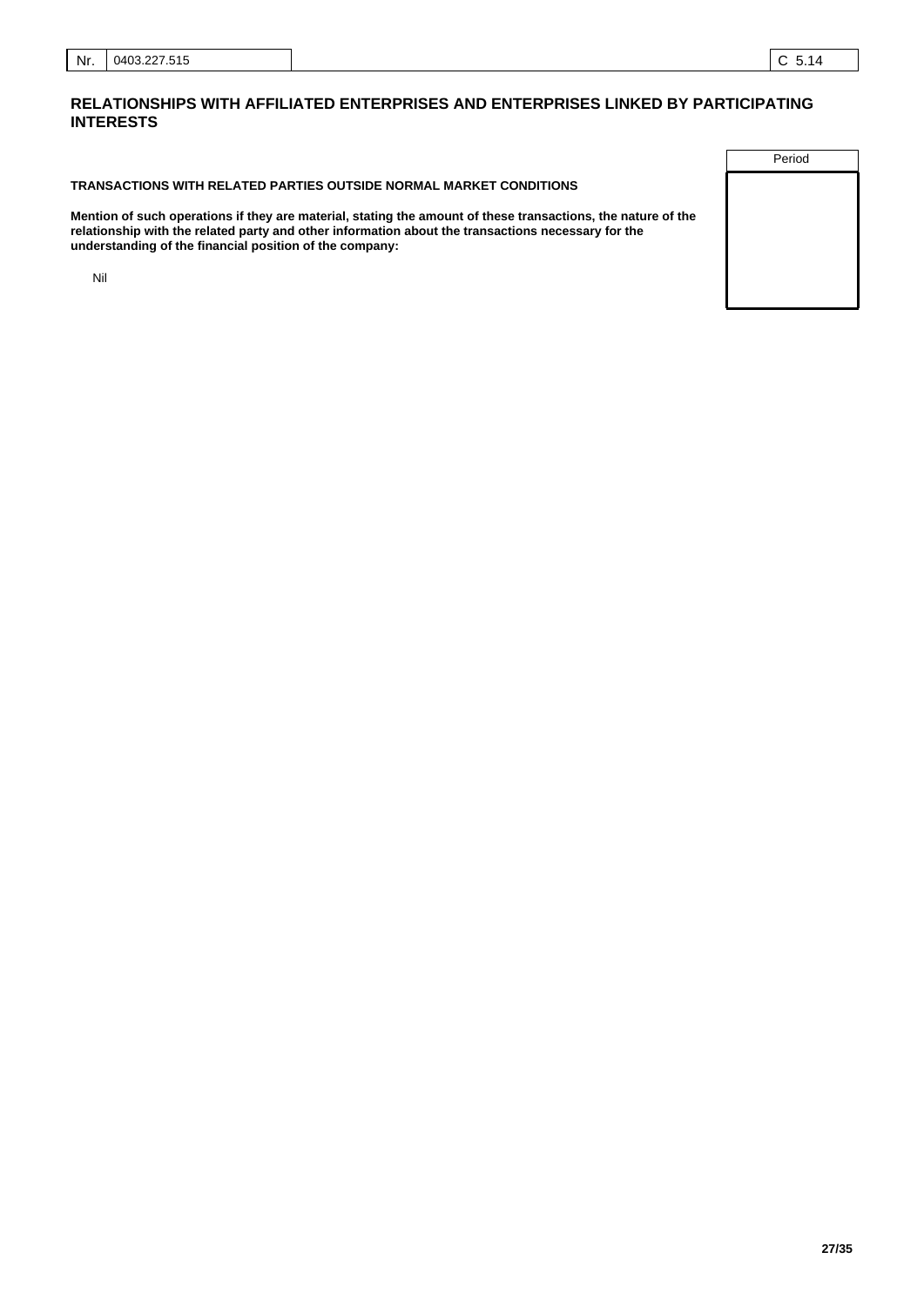| Nr. | 0403.227.515 | C 5.14 |
|---|---|---|

## RELATIONSHIPS WITH AFFILIATED ENTERPRISES AND ENTERPRISES LINKED BY PARTICIPATING INTERESTS

| | Period |
|---|---|
| **TRANSACTIONS WITH RELATED PARTIES OUTSIDE NORMAL MARKET CONDITIONS** | |
| **Mention of such operations if they are material, stating the amount of these transactions, the nature of the relationship with the related party and other information about the transactions necessary for the understanding of the financial position of the company:** | |
| Nil | |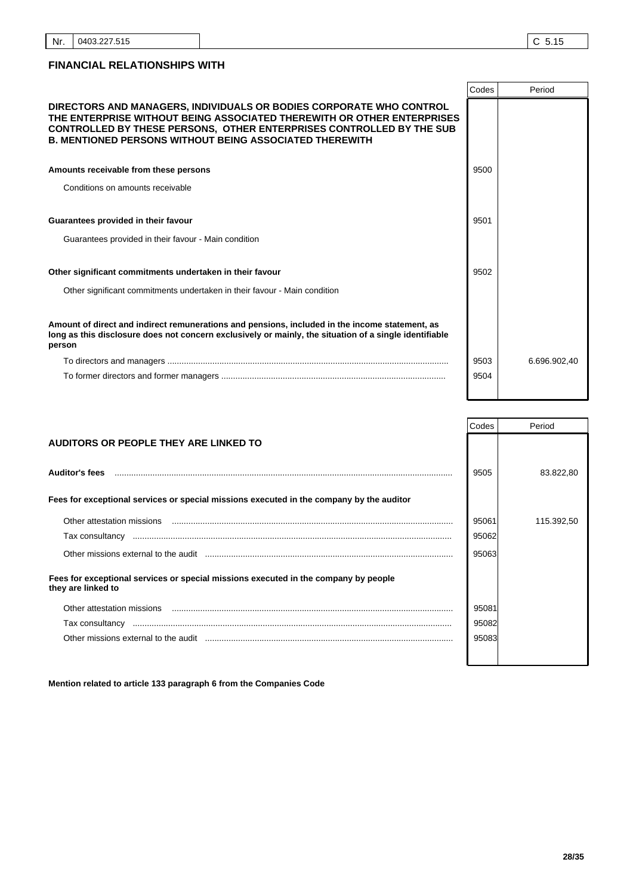| Nr. | 0403.227.515 | C 5.15 |
|---|---|---|

## FINANCIAL RELATIONSHIPS WITH

| | Codes | Period |
|---|---|---|
| **DIRECTORS AND MANAGERS, INDIVIDUALS OR BODIES CORPORATE WHO CONTROL THE ENTERPRISE WITHOUT BEING ASSOCIATED THEREWITH OR OTHER ENTERPRISES CONTROLLED BY THESE PERSONS, OTHER ENTERPRISES CONTROLLED BY THE SUB B. MENTIONED PERSONS WITHOUT BEING ASSOCIATED THEREWITH** | | |
| **Amounts receivable from these persons** | 9500 | |
| Conditions on amounts receivable | | |
| **Guarantees provided in their favour** | 9501 | |
| Guarantees provided in their favour - Main condition | | |
| **Other significant commitments undertaken in their favour** | 9502 | |
| Other significant commitments undertaken in their favour - Main condition | | |
| **Amount of direct and indirect remunerations and pensions, included in the income statement, as long as this disclosure does not concern exclusively or mainly, the situation of a single identifiable person** | | |
| To directors and managers | 9503 | 6.696.902,40 |
| To former directors and former managers | 9504 | |

| | Codes | Period |
|---|---|---|
| **AUDITORS OR PEOPLE THEY ARE LINKED TO** | | |
| **Auditor's fees** | 9505 | 83.822,80 |
| **Fees for exceptional services or special missions executed in the company by the auditor** | | |
| Other attestation missions | 95061 | 115.392,50 |
| Tax consultancy | 95062 | |
| Other missions external to the audit | 95063 | |
| **Fees for exceptional services or special missions executed in the company by people they are linked to** | | |
| Other attestation missions | 95081 | |
| Tax consultancy | 95082 | |
| Other missions external to the audit | 95083 | |

**Mention related to article 133 paragraph 6 from the Companies Code**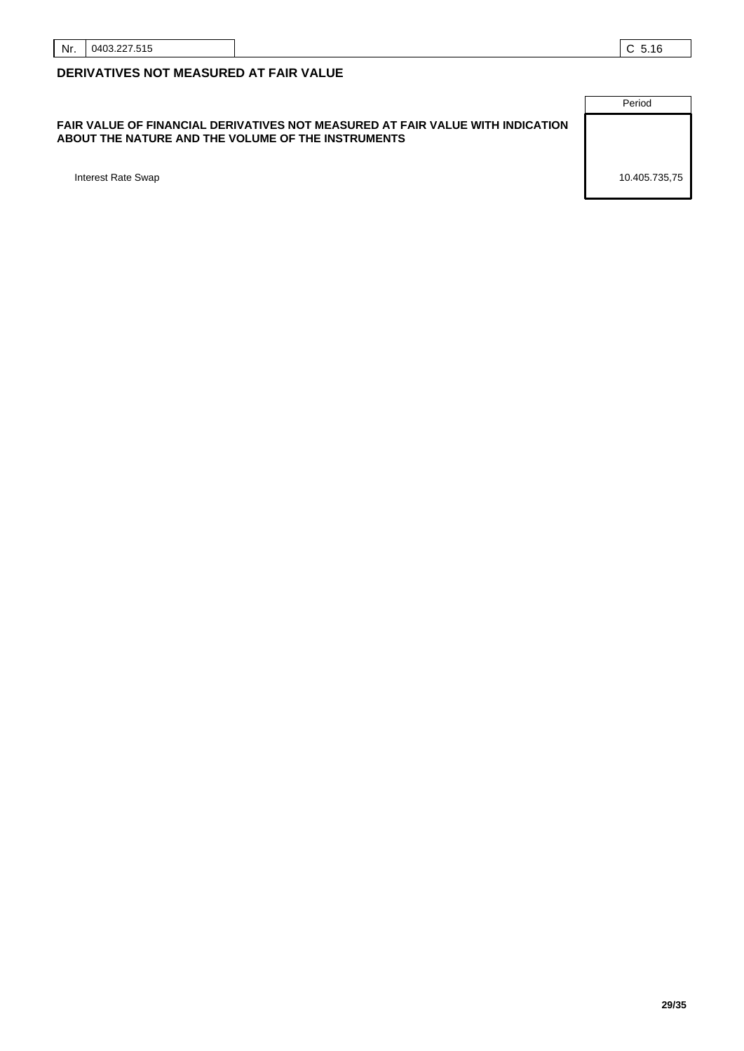| Nr. | 0403.227.515 | C 5.16 |
|---|---|---|

## DERIVATIVES NOT MEASURED AT FAIR VALUE

| | Period |
|---|---|
| **FAIR VALUE OF FINANCIAL DERIVATIVES NOT MEASURED AT FAIR VALUE WITH INDICATION ABOUT THE NATURE AND THE VOLUME OF THE INSTRUMENTS** | |
| Interest Rate Swap | 10.405.735,75 |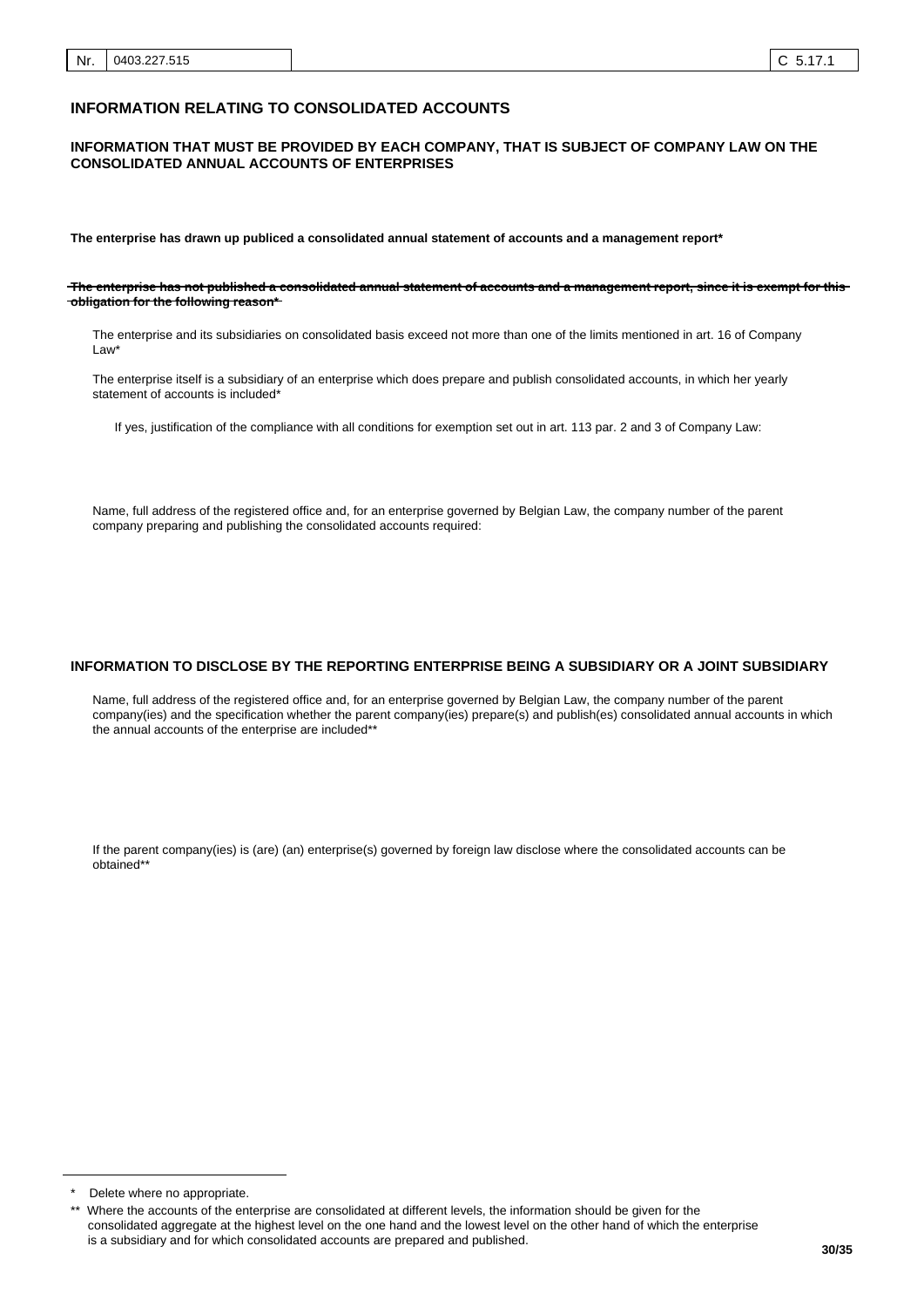| Nr. | 0403.227.515 | | C 5.17.1 |
|---|---|---|---|

## INFORMATION RELATING TO CONSOLIDATED ACCOUNTS

### INFORMATION THAT MUST BE PROVIDED BY EACH COMPANY, THAT IS SUBJECT OF COMPANY LAW ON THE CONSOLIDATED ANNUAL ACCOUNTS OF ENTERPRISES

**The enterprise has drawn up publiced a consolidated annual statement of accounts and a management report***

~~**The enterprise has not published a consolidated annual statement of accounts and a management report, since it is exempt for this obligation for the following reason***~~

The enterprise and its subsidiaries on consolidated basis exceed not more than one of the limits mentioned in art. 16 of Company Law*

The enterprise itself is a subsidiary of an enterprise which does prepare and publish consolidated accounts, in which her yearly statement of accounts is included*

If yes, justification of the compliance with all conditions for exemption set out in art. 113 par. 2 and 3 of Company Law:

Name, full address of the registered office and, for an enterprise governed by Belgian Law, the company number of the parent company preparing and publishing the consolidated accounts required:

### INFORMATION TO DISCLOSE BY THE REPORTING ENTERPRISE BEING A SUBSIDIARY OR A JOINT SUBSIDIARY

Name, full address of the registered office and, for an enterprise governed by Belgian Law, the company number of the parent company(ies) and the specification whether the parent company(ies) prepare(s) and publish(es) consolidated annual accounts in which the annual accounts of the enterprise are included**

If the parent company(ies) is (are) (an) enterprise(s) governed by foreign law disclose where the consolidated accounts can be obtained**

---

\* Delete where no appropriate.

\** Where the accounts of the enterprise are consolidated at different levels, the information should be given for the consolidated aggregate at the highest level on the one hand and the lowest level on the other hand of which the enterprise is a subsidiary and for which consolidated accounts are prepared and published.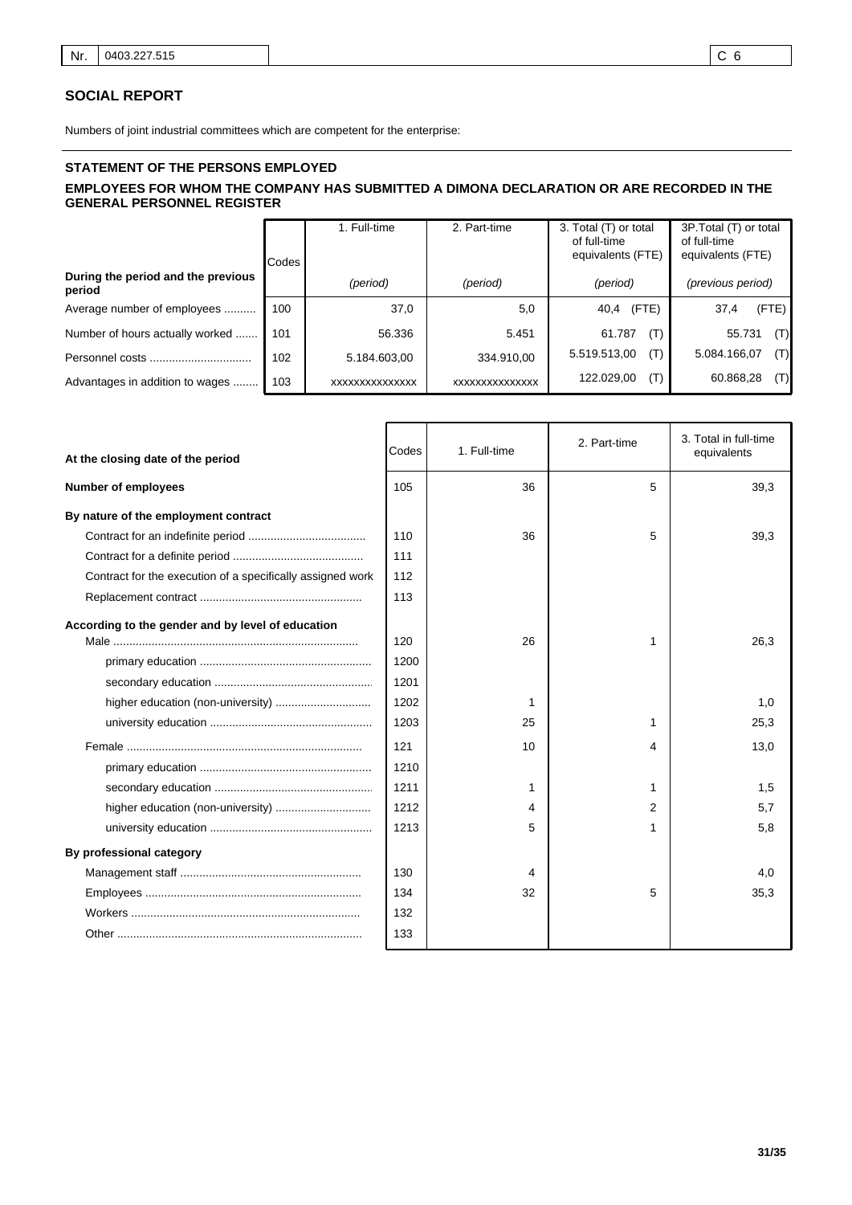| Nr. | 0403.227.515 | | C 6 |
|---|---|---|---|

## SOCIAL REPORT

Numbers of joint industrial committees which are competent for the enterprise:

### STATEMENT OF THE PERSONS EMPLOYED

### EMPLOYEES FOR WHOM THE COMPANY HAS SUBMITTED A DIMONA DECLARATION OR ARE RECORDED IN THE GENERAL PERSONNEL REGISTER

| During the period and the previous period | Codes | 1. Full-time *(period)* | 2. Part-time *(period)* | 3. Total (T) or total of full-time equivalents (FTE) *(period)* | 3P. Total (T) or total of full-time equivalents (FTE) *(previous period)* |
|---|---|---|---|---|---|
| Average number of employees | 100 | 37,0 | 5,0 | 40,4 (FTE) | 37,4 (FTE) |
| Number of hours actually worked | 101 | 56.336 | 5.451 | 61.787 (T) | 55.731 (T) |
| Personnel costs | 102 | 5.184.603,00 | 334.910,00 | 5.519.513,00 (T) | 5.084.166,07 (T) |
| Advantages in addition to wages | 103 | xxxxxxxxxxxxxx | xxxxxxxxxxxxxx | 122.029,00 (T) | 60.868,28 (T) |

| At the closing date of the period | Codes | 1. Full-time | 2. Part-time | 3. Total in full-time equivalents |
|---|---|---|---|---|
| **Number of employees** | 105 | 36 | 5 | 39,3 |
| **By nature of the employment contract** | | | | |
| Contract for an indefinite period | 110 | 36 | 5 | 39,3 |
| Contract for a definite period | 111 | | | |
| Contract for the execution of a specifically assigned work | 112 | | | |
| Replacement contract | 113 | | | |
| **According to the gender and by level of education** | | | | |
| Male | 120 | 26 | 1 | 26,3 |
| primary education | 1200 | | | |
| secondary education | 1201 | | | |
| higher education (non-university) | 1202 | 1 | | 1,0 |
| university education | 1203 | 25 | 1 | 25,3 |
| Female | 121 | 10 | 4 | 13,0 |
| primary education | 1210 | | | |
| secondary education | 1211 | 1 | 1 | 1,5 |
| higher education (non-university) | 1212 | 4 | 2 | 5,7 |
| university education | 1213 | 5 | 1 | 5,8 |
| **By professional category** | | | | |
| Management staff | 130 | 4 | | 4,0 |
| Employees | 134 | 32 | 5 | 35,3 |
| Workers | 132 | | | |
| Other | 133 | | | |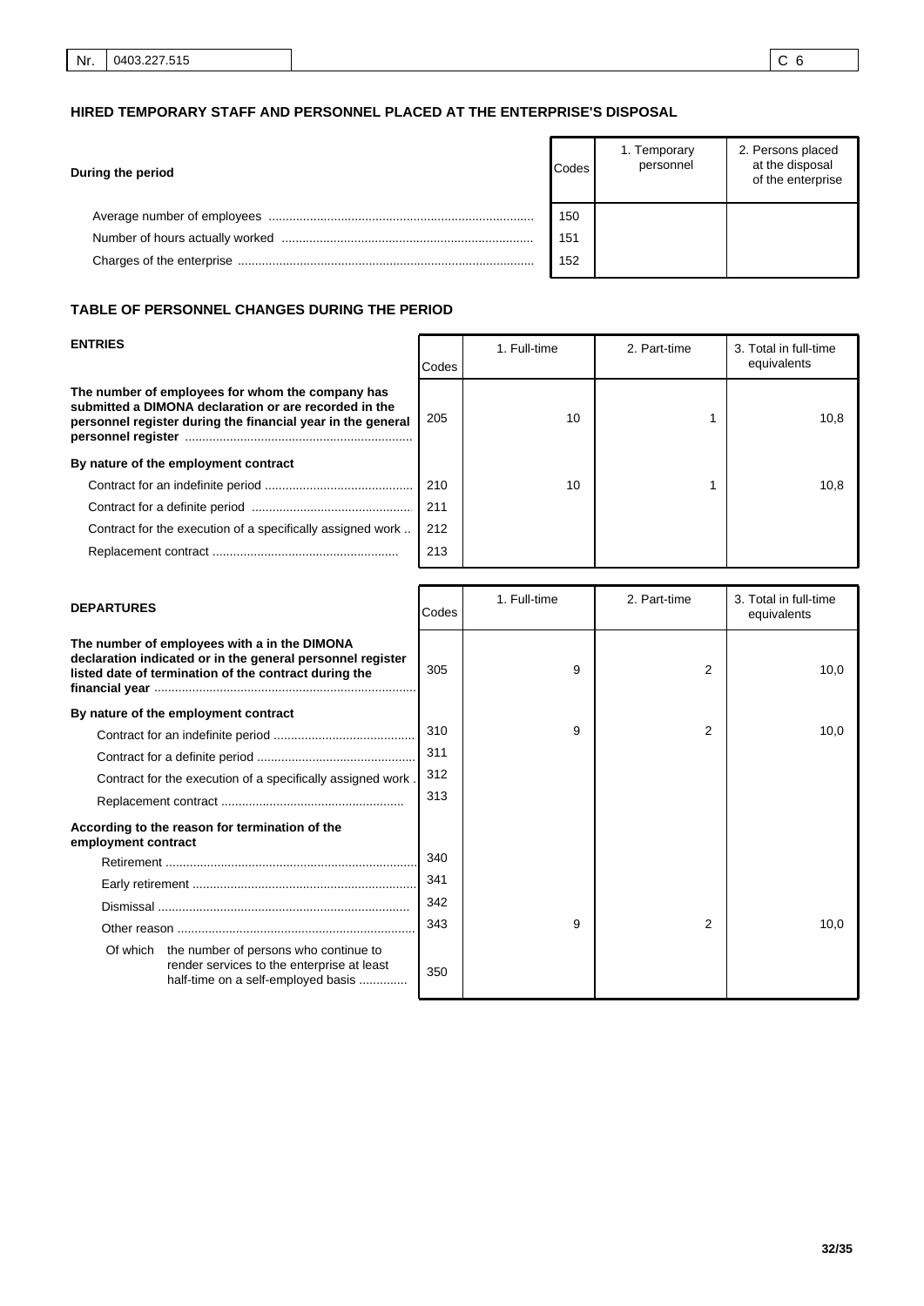| Nr. | 0403.227.515 | | C 6 |
|---|---|---|---|

## HIRED TEMPORARY STAFF AND PERSONNEL PLACED AT THE ENTERPRISE'S DISPOSAL

| During the period | Codes | 1. Temporary personnel | 2. Persons placed at the disposal of the enterprise |
|---|---|---|---|
| Average number of employees | 150 | | |
| Number of hours actually worked | 151 | | |
| Charges of the enterprise | 152 | | |

## TABLE OF PERSONNEL CHANGES DURING THE PERIOD

| ENTRIES | Codes | 1. Full-time | 2. Part-time | 3. Total in full-time equivalents |
|---|---|---|---|---|
| **The number of employees for whom the company has submitted a DIMONA declaration or are recorded in the personnel register during the financial year in the general personnel register** | 205 | 10 | 1 | 10,8 |
| **By nature of the employment contract** | | | | |
| Contract for an indefinite period | 210 | 10 | 1 | 10,8 |
| Contract for a definite period | 211 | | | |
| Contract for the execution of a specifically assigned work | 212 | | | |
| Replacement contract | 213 | | | |

| DEPARTURES | Codes | 1. Full-time | 2. Part-time | 3. Total in full-time equivalents |
|---|---|---|---|---|
| **The number of employees with a in the DIMONA declaration indicated or in the general personnel register listed date of termination of the contract during the financial year** | 305 | 9 | 2 | 10,0 |
| **By nature of the employment contract** | | | | |
| Contract for an indefinite period | 310 | 9 | 2 | 10,0 |
| Contract for a definite period | 311 | | | |
| Contract for the execution of a specifically assigned work | 312 | | | |
| Replacement contract | 313 | | | |
| **According to the reason for termination of the employment contract** | | | | |
| Retirement | 340 | | | |
| Early retirement | 341 | | | |
| Dismissal | 342 | | | |
| Other reason | 343 | 9 | 2 | 10,0 |
| Of which the number of persons who continue to render services to the enterprise at least half-time on a self-employed basis | 350 | | | |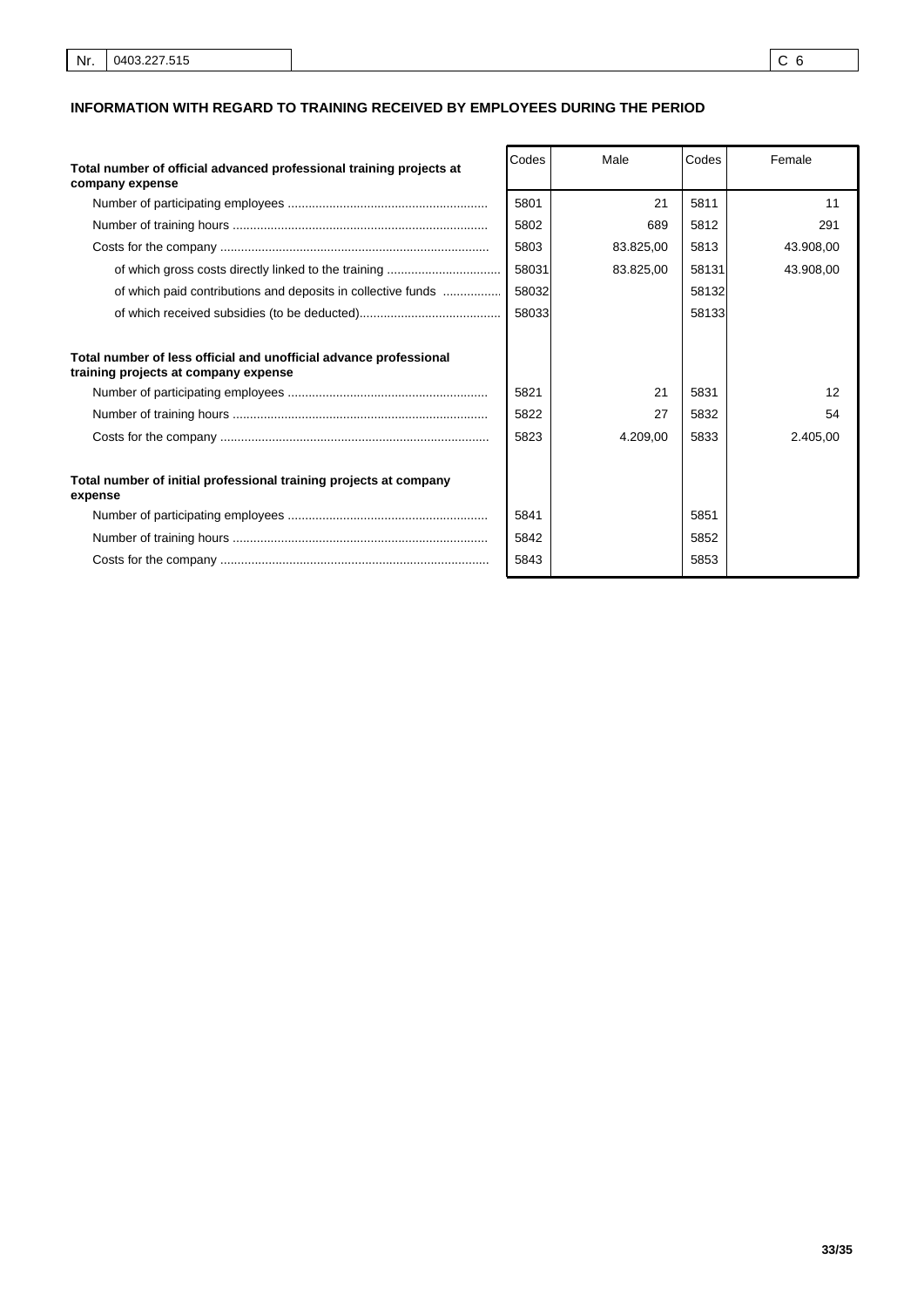| Nr. | 0403.227.515 | C 6 |
|---|---|---|

## INFORMATION WITH REGARD TO TRAINING RECEIVED BY EMPLOYEES DURING THE PERIOD

| | Codes | Male | Codes | Female |
|---|---|---|---|---|
| **Total number of official advanced professional training projects at company expense** | | | | |
| Number of participating employees | 5801 | 21 | 5811 | 11 |
| Number of training hours | 5802 | 689 | 5812 | 291 |
| Costs for the company | 5803 | 83.825,00 | 5813 | 43.908,00 |
| of which gross costs directly linked to the training | 58031 | 83.825,00 | 58131 | 43.908,00 |
| of which paid contributions and deposits in collective funds | 58032 | | 58132 | |
| of which received subsidies (to be deducted) | 58033 | | 58133 | |
| **Total number of less official and unofficial advance professional training projects at company expense** | | | | |
| Number of participating employees | 5821 | 21 | 5831 | 12 |
| Number of training hours | 5822 | 27 | 5832 | 54 |
| Costs for the company | 5823 | 4.209,00 | 5833 | 2.405,00 |
| **Total number of initial professional training projects at company expense** | | | | |
| Number of participating employees | 5841 | | 5851 | |
| Number of training hours | 5842 | | 5852 | |
| Costs for the company | 5843 | | 5853 | |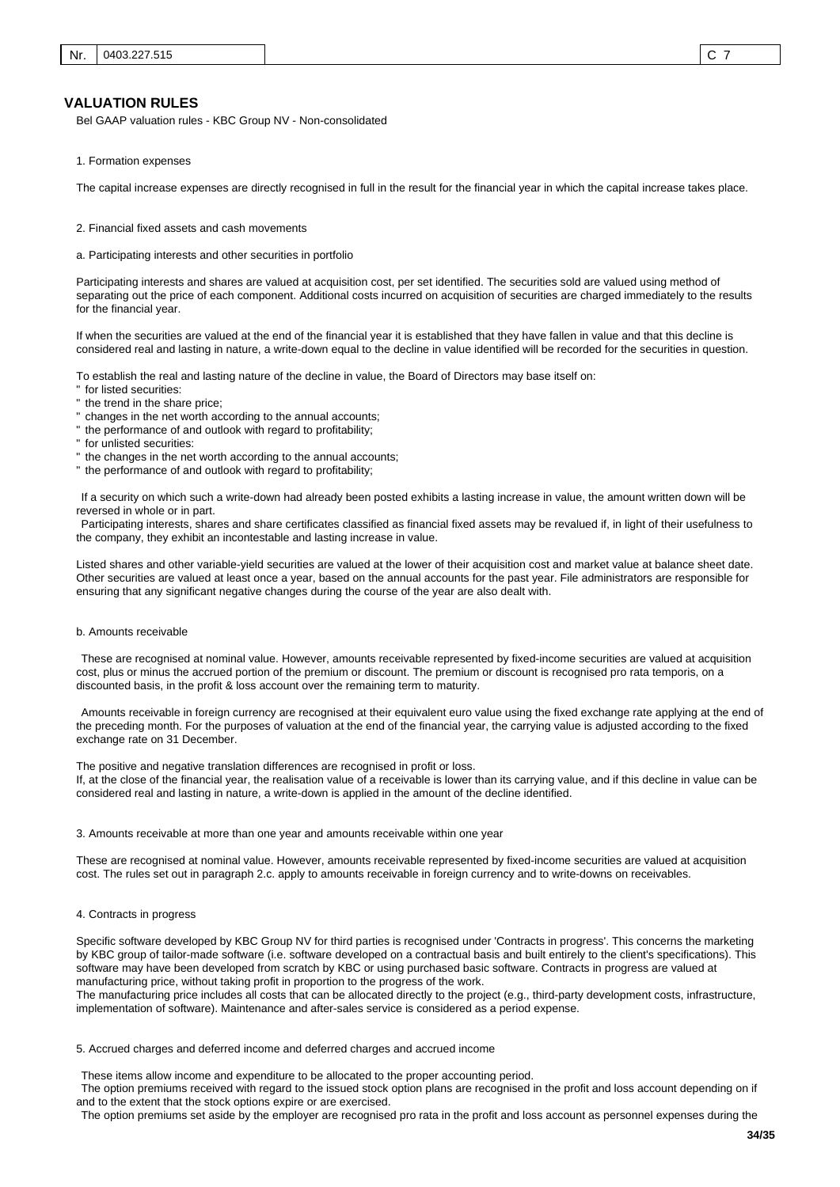## VALUATION RULES

Bel GAAP valuation rules - KBC Group NV - Non-consolidated

1. Formation expenses

The capital increase expenses are directly recognised in full in the result for the financial year in which the capital increase takes place.

2. Financial fixed assets and cash movements

a. Participating interests and other securities in portfolio

Participating interests and shares are valued at acquisition cost, per set identified. The securities sold are valued using method of separating out the price of each component. Additional costs incurred on acquisition of securities are charged immediately to the results for the financial year.

If when the securities are valued at the end of the financial year it is established that they have fallen in value and that this decline is considered real and lasting in nature, a write-down equal to the decline in value identified will be recorded for the securities in question.

To establish the real and lasting nature of the decline in value, the Board of Directors may base itself on:

" for listed securities:
" the trend in the share price;
" changes in the net worth according to the annual accounts;
" the performance of and outlook with regard to profitability;
" for unlisted securities:
" the changes in the net worth according to the annual accounts;
" the performance of and outlook with regard to profitability;

If a security on which such a write-down had already been posted exhibits a lasting increase in value, the amount written down will be reversed in whole or in part.

Participating interests, shares and share certificates classified as financial fixed assets may be revalued if, in light of their usefulness to the company, they exhibit an incontestable and lasting increase in value.

Listed shares and other variable-yield securities are valued at the lower of their acquisition cost and market value at balance sheet date. Other securities are valued at least once a year, based on the annual accounts for the past year. File administrators are responsible for ensuring that any significant negative changes during the course of the year are also dealt with.

b. Amounts receivable

These are recognised at nominal value. However, amounts receivable represented by fixed-income securities are valued at acquisition cost, plus or minus the accrued portion of the premium or discount. The premium or discount is recognised pro rata temporis, on a discounted basis, in the profit & loss account over the remaining term to maturity.

Amounts receivable in foreign currency are recognised at their equivalent euro value using the fixed exchange rate applying at the end of the preceding month. For the purposes of valuation at the end of the financial year, the carrying value is adjusted according to the fixed exchange rate on 31 December.

The positive and negative translation differences are recognised in profit or loss.
If, at the close of the financial year, the realisation value of a receivable is lower than its carrying value, and if this decline in value can be considered real and lasting in nature, a write-down is applied in the amount of the decline identified.

3. Amounts receivable at more than one year and amounts receivable within one year

These are recognised at nominal value. However, amounts receivable represented by fixed-income securities are valued at acquisition cost. The rules set out in paragraph 2.c. apply to amounts receivable in foreign currency and to write-downs on receivables.

4. Contracts in progress

Specific software developed by KBC Group NV for third parties is recognised under 'Contracts in progress'. This concerns the marketing by KBC group of tailor-made software (i.e. software developed on a contractual basis and built entirely to the client's specifications). This software may have been developed from scratch by KBC or using purchased basic software. Contracts in progress are valued at manufacturing price, without taking profit in proportion to the progress of the work.
The manufacturing price includes all costs that can be allocated directly to the project (e.g., third-party development costs, infrastructure, implementation of software). Maintenance and after-sales service is considered as a period expense.

5. Accrued charges and deferred income and deferred charges and accrued income

These items allow income and expenditure to be allocated to the proper accounting period.

The option premiums received with regard to the issued stock option plans are recognised in the profit and loss account depending on if and to the extent that the stock options expire or are exercised.

The option premiums set aside by the employer are recognised pro rata in the profit and loss account as personnel expenses during the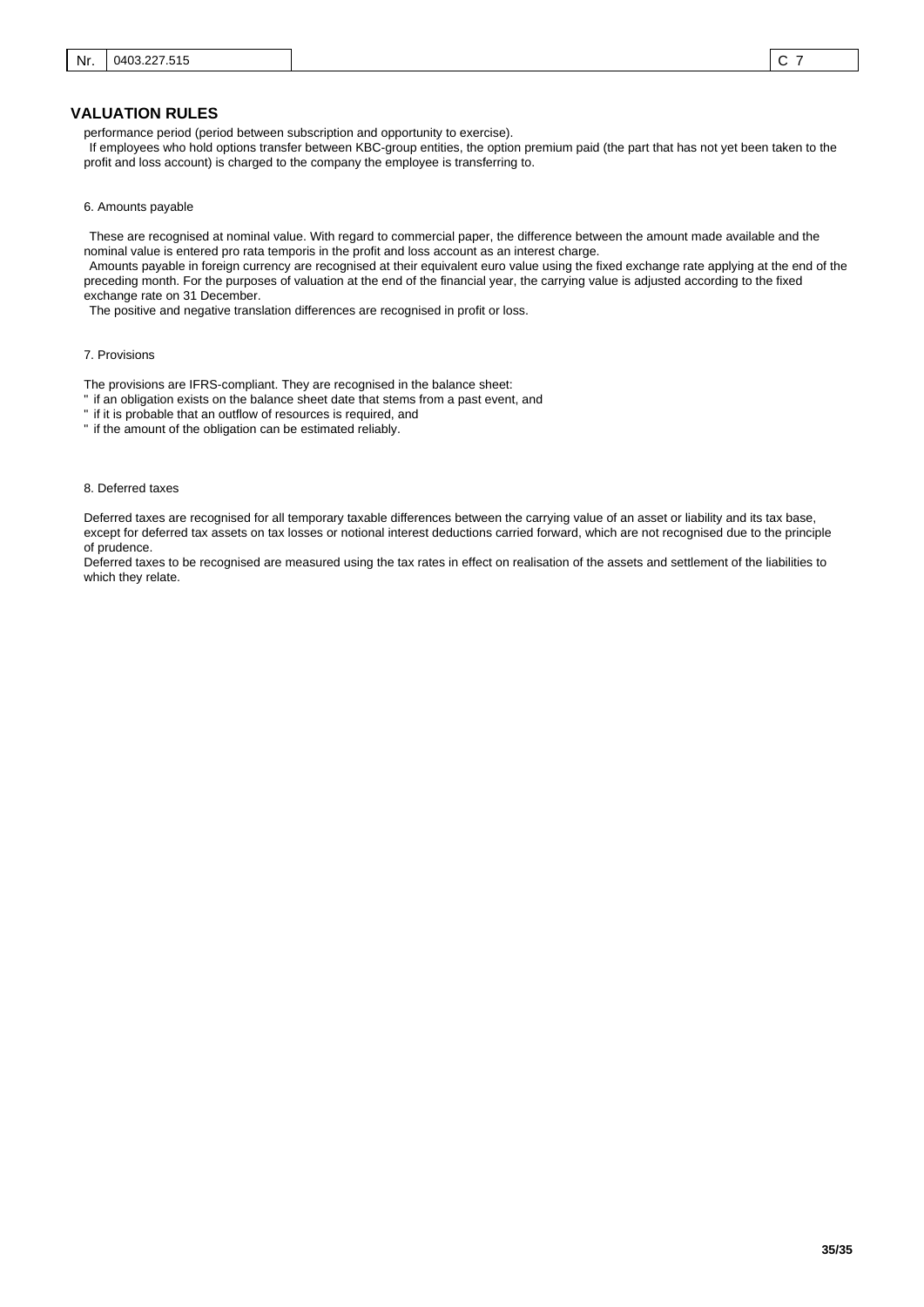## VALUATION RULES

performance period (period between subscription and opportunity to exercise).

If employees who hold options transfer between KBC-group entities, the option premium paid (the part that has not yet been taken to the profit and loss account) is charged to the company the employee is transferring to.

6. Amounts payable

These are recognised at nominal value. With regard to commercial paper, the difference between the amount made available and the nominal value is entered pro rata temporis in the profit and loss account as an interest charge.

Amounts payable in foreign currency are recognised at their equivalent euro value using the fixed exchange rate applying at the end of the preceding month. For the purposes of valuation at the end of the financial year, the carrying value is adjusted according to the fixed exchange rate on 31 December.

The positive and negative translation differences are recognised in profit or loss.

7. Provisions

The provisions are IFRS-compliant. They are recognised in the balance sheet:

" if an obligation exists on the balance sheet date that stems from a past event, and
" if it is probable that an outflow of resources is required, and
" if the amount of the obligation can be estimated reliably.

8. Deferred taxes

Deferred taxes are recognised for all temporary taxable differences between the carrying value of an asset or liability and its tax base, except for deferred tax assets on tax losses or notional interest deductions carried forward, which are not recognised due to the principle of prudence.

Deferred taxes to be recognised are measured using the tax rates in effect on realisation of the assets and settlement of the liabilities to which they relate.